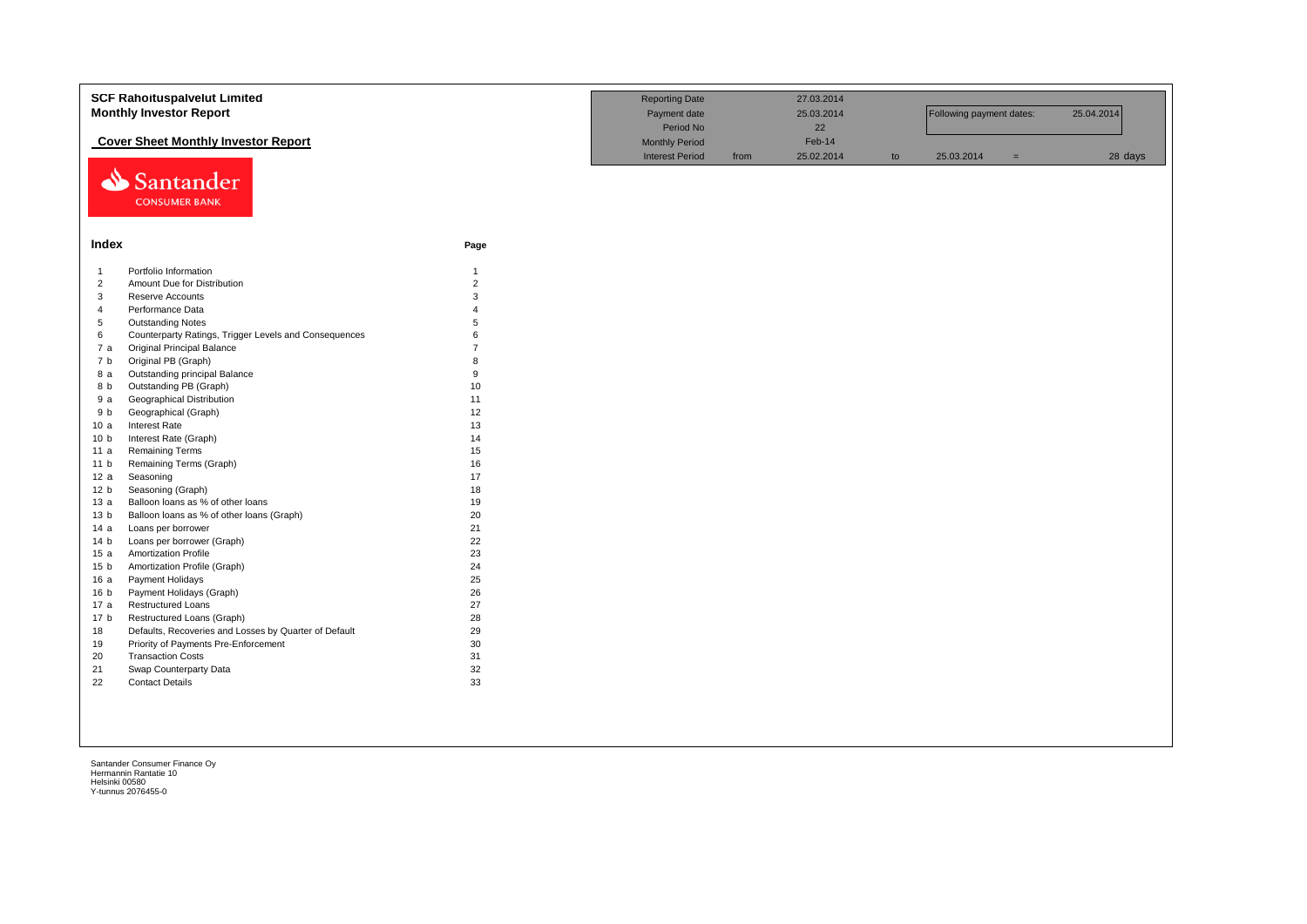# SCF Rahoituspalvelut Limited

## Monthly Investor Report

### Cover Sheet Monthly Investor Report

| | | | | | | | |
|---|---|---|---|---|---|---|---|
| Reporting Date | | 27.03.2014 | | | | | |
| Payment date | | 25.03.2014 | | Following payment dates: | | 25.04.2014 | |
| Period No | | 22 | | | | | |
| Monthly Period | | Feb-14 | | | | | |
| Interest Period | from | 25.02.2014 | to | 25.03.2014 | = | | 28 days |

Santander CONSUMER BANK

## Index

| | | Page |
|---|---|---|
| 1 | Portfolio Information | 1 |
| 2 | Amount Due for Distribution | 2 |
| 3 | Reserve Accounts | 3 |
| 4 | Performance Data | 4 |
| 5 | Outstanding Notes | 5 |
| 6 | Counterparty Ratings, Trigger Levels and Consequences | 6 |
| 7 a | Original Principal Balance | 7 |
| 7 b | Original PB (Graph) | 8 |
| 8 a | Outstanding principal Balance | 9 |
| 8 b | Outstanding PB (Graph) | 10 |
| 9 a | Geographical Distribution | 11 |
| 9 b | Geographical (Graph) | 12 |
| 10 a | Interest Rate | 13 |
| 10 b | Interest Rate (Graph) | 14 |
| 11 a | Remaining Terms | 15 |
| 11 b | Remaining Terms (Graph) | 16 |
| 12 a | Seasoning | 17 |
| 12 b | Seasoning (Graph) | 18 |
| 13 a | Balloon loans as % of other loans | 19 |
| 13 b | Balloon loans as % of other loans (Graph) | 20 |
| 14 a | Loans per borrower | 21 |
| 14 b | Loans per borrower (Graph) | 22 |
| 15 a | Amortization Profile | 23 |
| 15 b | Amortization Profile (Graph) | 24 |
| 16 a | Payment Holidays | 25 |
| 16 b | Payment Holidays (Graph) | 26 |
| 17 a | Restructured Loans | 27 |
| 17 b | Restructured Loans (Graph) | 28 |
| 18 | Defaults, Recoveries and Losses by Quarter of Default | 29 |
| 19 | Priority of Payments Pre-Enforcement | 30 |
| 20 | Transaction Costs | 31 |
| 21 | Swap Counterparty Data | 32 |
| 22 | Contact Details | 33 |

Santander Consumer Finance Oy
Hermannin Rantatie 10
Helsinki 00580
Y-tunnus 2076455-0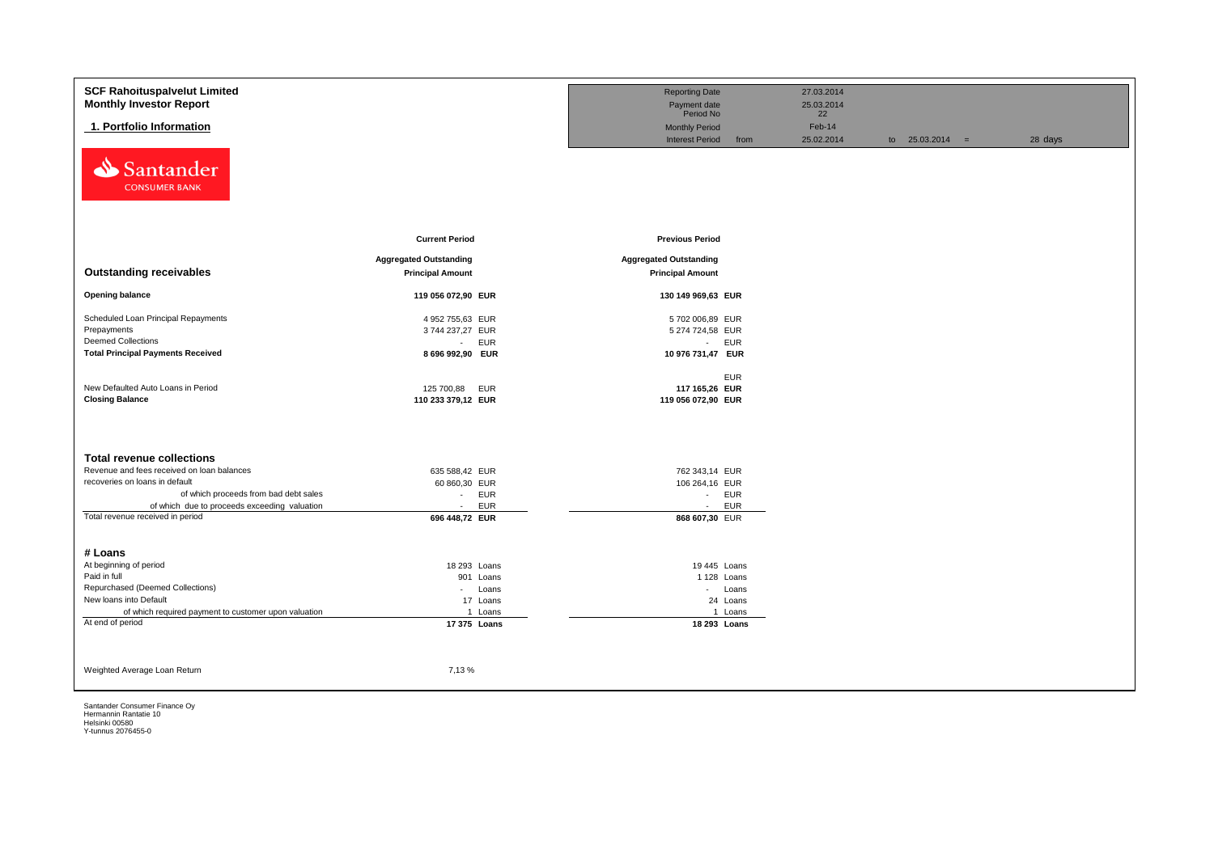**SCF Rahoituspalvelut Limited**
**Monthly Investor Report**

**1. Portfolio Information**

| | | | |
|---|---|---|---|
| Reporting Date | | 27.03.2014 | |
| Payment date | | 25.03.2014 | |
| Period No | | 22 | |
| Monthly Period | | Feb-14 | |
| Interest Period | from | 25.02.2014 | to 25.03.2014 = 28 days |

Santander CONSUMER BANK

| | Current Period | | Previous Period | |
|---|---|---|---|---|
| **Outstanding receivables** | **Aggregated Outstanding Principal Amount** | | **Aggregated Outstanding Principal Amount** | |
| **Opening balance** | **119 056 072,90** | **EUR** | **130 149 969,63** | **EUR** |
| Scheduled Loan Principal Repayments | 4 952 755,63 | EUR | 5 702 006,89 | EUR |
| Prepayments | 3 744 237,27 | EUR | 5 274 724,58 | EUR |
| Deemed Collections | - | EUR | - | EUR |
| **Total Principal Payments Received** | **8 696 992,90** | **EUR** | **10 976 731,47** | **EUR** |
| | | | | EUR |
| New Defaulted Auto Loans in Period | 125 700,88 | EUR | **117 165,26** | **EUR** |
| **Closing Balance** | **110 233 379,12** | **EUR** | **119 056 072,90** | **EUR** |

| **Total revenue collections** | | | | |
|---|---|---|---|---|
| Revenue and fees received on loan balances | 635 588,42 | EUR | 762 343,14 | EUR |
| recoveries on loans in default | 60 860,30 | EUR | 106 264,16 | EUR |
| of which proceeds from bad debt sales | - | EUR | - | EUR |
| of which due to proceeds exceeding valuation | - | EUR | - | EUR |
| Total revenue received in period | **696 448,72** | **EUR** | **868 607,30** | EUR |

| **# Loans** | | | | |
|---|---|---|---|---|
| At beginning of period | 18 293 | Loans | 19 445 | Loans |
| Paid in full | 901 | Loans | 1 128 | Loans |
| Repurchased (Deemed Collections) | - | Loans | - | Loans |
| New loans into Default | 17 | Loans | 24 | Loans |
| of which required payment to customer upon valuation | 1 | Loans | 1 | Loans |
| At end of period | **17 375** | **Loans** | **18 293** | **Loans** |

Weighted Average Loan Return 7,13 %

Santander Consumer Finance Oy
Hermannin Rantatie 10
Helsinki 00580
Y-tunnus 2076455-0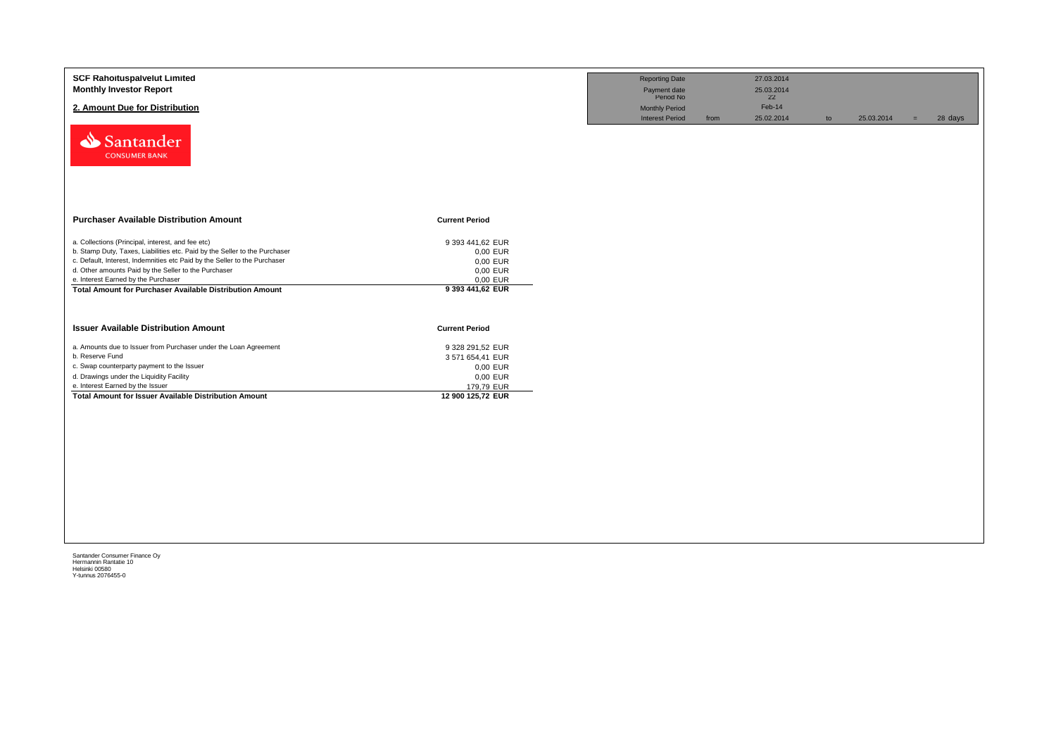**SCF Rahoituspalvelut Limited**
**Monthly Investor Report**

## 2. Amount Due for Distribution

| Reporting Date | | 27.03.2014 | | | | |
|---|---|---|---|---|---|---|
| Payment date | | 25.03.2014 | | | | |
| Period No | | 22 | | | | |
| Monthly Period | | Feb-14 | | | | |
| Interest Period | from | 25.02.2014 | to | 25.03.2014 | = | 28 days |

| Purchaser Available Distribution Amount | Current Period |
|---|---|
| a. Collections (Principal, interest, and fee etc) | 9 393 441,62 EUR |
| b. Stamp Duty, Taxes, Liabilities etc. Paid by the Seller to the Purchaser | 0,00 EUR |
| c. Default, Interest, Indemnities etc Paid by the Seller to the Purchaser | 0,00 EUR |
| d. Other amounts Paid by the Seller to the Purchaser | 0,00 EUR |
| e. Interest Earned by the Purchaser | 0,00 EUR |
| **Total Amount for Purchaser Available Distribution Amount** | **9 393 441,62 EUR** |

| Issuer Available Distribution Amount | Current Period |
|---|---|
| a. Amounts due to Issuer from Purchaser under the Loan Agreement | 9 328 291,52 EUR |
| b. Reserve Fund | 3 571 654,41 EUR |
| c. Swap counterparty payment to the Issuer | 0,00 EUR |
| d. Drawings under the Liquidity Facility | 0,00 EUR |
| e. Interest Earned by the Issuer | 179,79 EUR |
| **Total Amount for Issuer Available Distribution Amount** | **12 900 125,72 EUR** |

Santander Consumer Finance Oy
Hermannin Rantatie 10
Helsinki 00580
Y-tunnus 2076455-0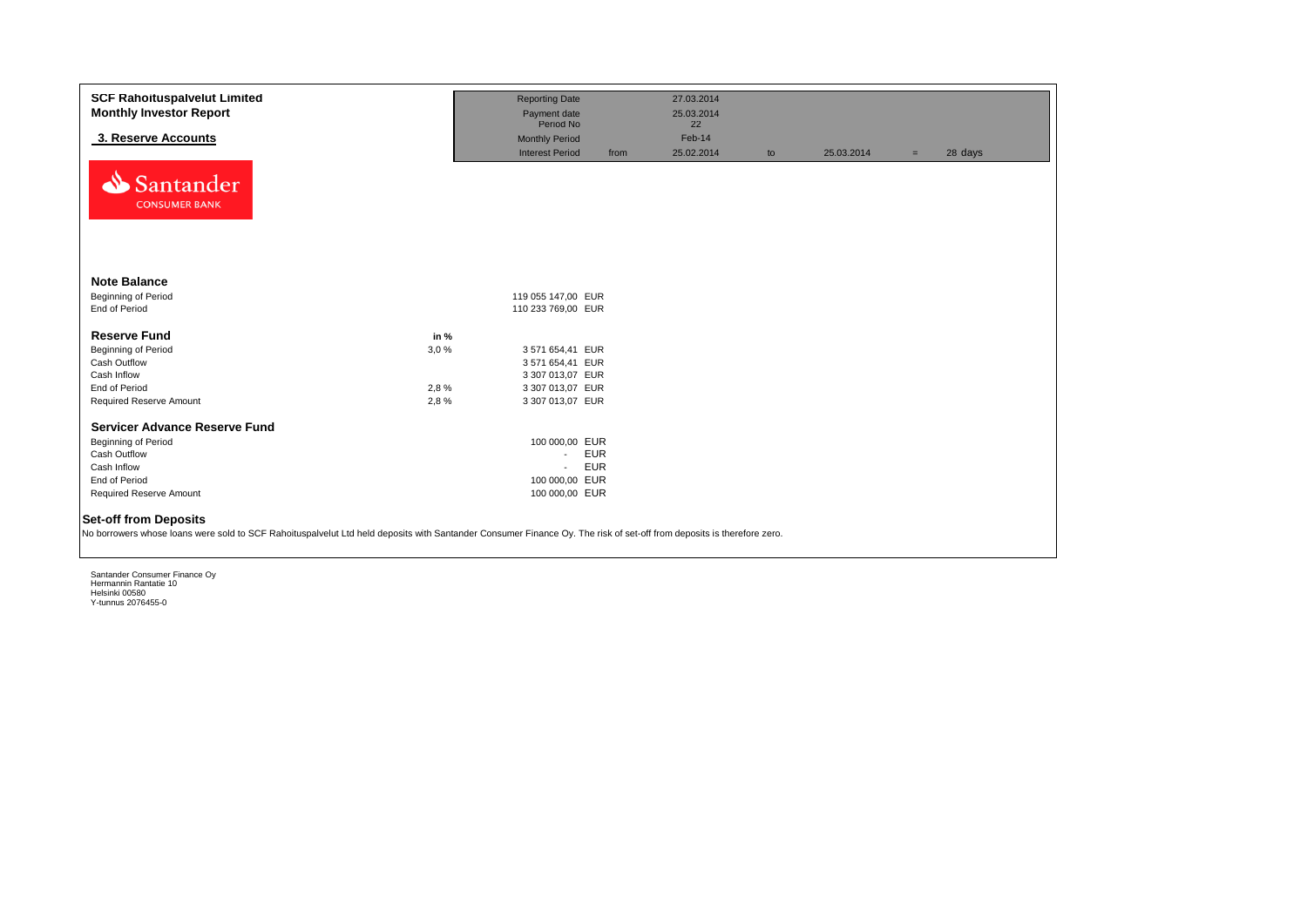**SCF Rahoituspalvelut Limited**
**Monthly Investor Report**

**3. Reserve Accounts**

| | | | | | | | |
|---|---|---|---|---|---|---|---|
| Reporting Date | | 27.03.2014 | | | | | |
| Payment date | | 25.03.2014 | | | | | |
| Period No | | 22 | | | | | |
| Monthly Period | | Feb-14 | | | | | |
| Interest Period | from | 25.02.2014 | to | 25.03.2014 | = | 28 | days |

Santander CONSUMER BANK

### Note Balance

| | | |
|---|---|---|
| Beginning of Period | 119 055 147,00 | EUR |
| End of Period | 110 233 769,00 | EUR |

### Reserve Fund

| | in % | | |
|---|---|---|---|
| Beginning of Period | 3,0 % | 3 571 654,41 | EUR |
| Cash Outflow | | 3 571 654,41 | EUR |
| Cash Inflow | | 3 307 013,07 | EUR |
| End of Period | 2,8 % | 3 307 013,07 | EUR |
| Required Reserve Amount | 2,8 % | 3 307 013,07 | EUR |

### Servicer Advance Reserve Fund

| | | |
|---|---|---|
| Beginning of Period | 100 000,00 | EUR |
| Cash Outflow | - | EUR |
| Cash Inflow | - | EUR |
| End of Period | 100 000,00 | EUR |
| Required Reserve Amount | 100 000,00 | EUR |

### Set-off from Deposits

No borrowers whose loans were sold to SCF Rahoituspalvelut Ltd held deposits with Santander Consumer Finance Oy. The risk of set-off from deposits is therefore zero.

Santander Consumer Finance Oy
Hermannin Rantatie 10
Helsinki 00580
Y-tunnus 2076455-0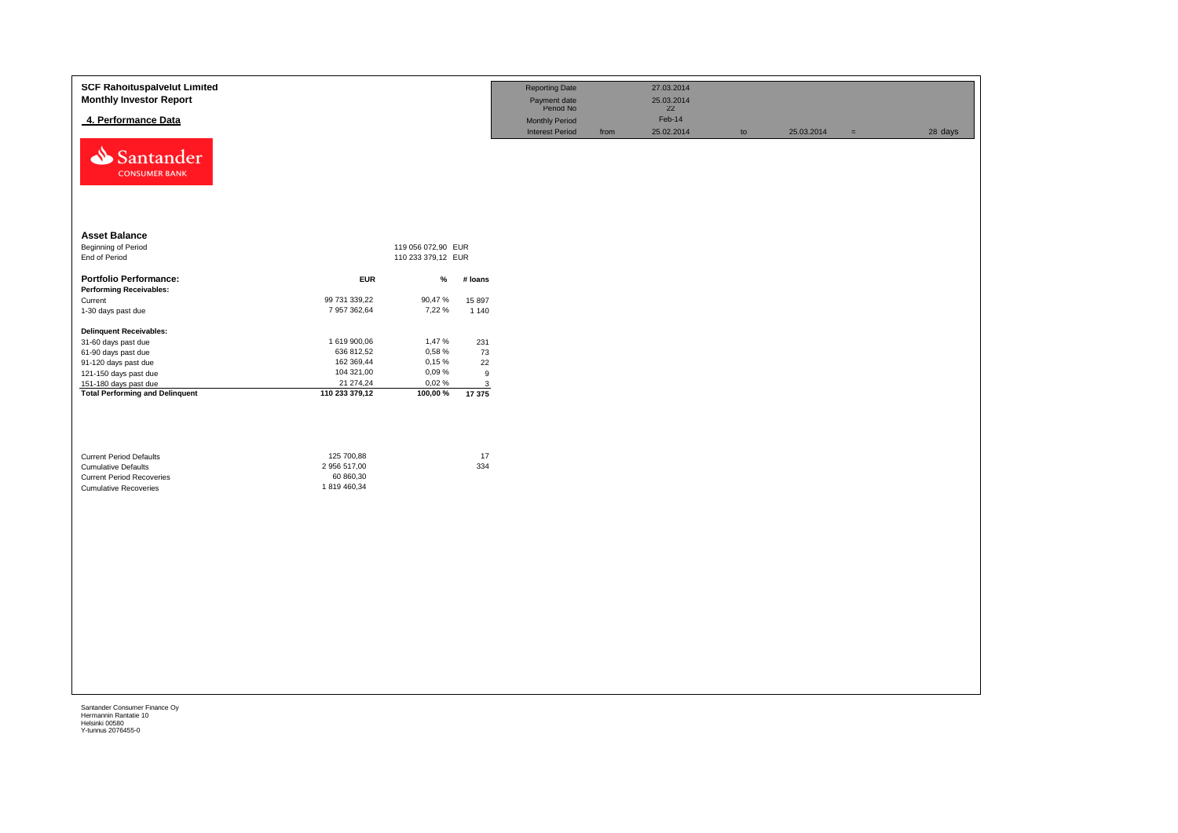**SCF Rahoituspalvelut Limited**
**Monthly Investor Report**

## 4. Performance Data

| Reporting Date | | 27.03.2014 | | | | |
|---|---|---|---|---|---|---|
| Payment date | | 25.03.2014 | | | | |
| Period No | | 22 | | | | |
| Monthly Period | | Feb-14 | | | | |
| Interest Period | from | 25.02.2014 | to | 25.03.2014 | = | 28 days |

Santander
CONSUMER BANK

### Asset Balance

| | |
|---|---|
| Beginning of Period | 119 056 072,90 EUR |
| End of Period | 110 233 379,12 EUR |

| Portfolio Performance: | EUR | % | # loans |
|---|---|---|---|
| **Performing Receivables:** | | | |
| Current | 99 731 339,22 | 90,47 % | 15 897 |
| 1-30 days past due | 7 957 362,64 | 7,22 % | 1 140 |
| **Delinquent Receivables:** | | | |
| 31-60 days past due | 1 619 900,06 | 1,47 % | 231 |
| 61-90 days past due | 636 812,52 | 0,58 % | 73 |
| 91-120 days past due | 162 369,44 | 0,15 % | 22 |
| 121-150 days past due | 104 321,00 | 0,09 % | 9 |
| 151-180 days past due | 21 274,24 | 0,02 % | 3 |
| **Total Performing and Delinquent** | **110 233 379,12** | **100,00 %** | **17 375** |

| | EUR | # loans |
|---|---|---|
| Current Period Defaults | 125 700,88 | 17 |
| Cumulative Defaults | 2 956 517,00 | 334 |
| Current Period Recoveries | 60 860,30 | |
| Cumulative Recoveries | 1 819 460,34 | |

Santander Consumer Finance Oy
Hermannin Rantatie 10
Helsinki 00580
Y-tunnus 2076455-0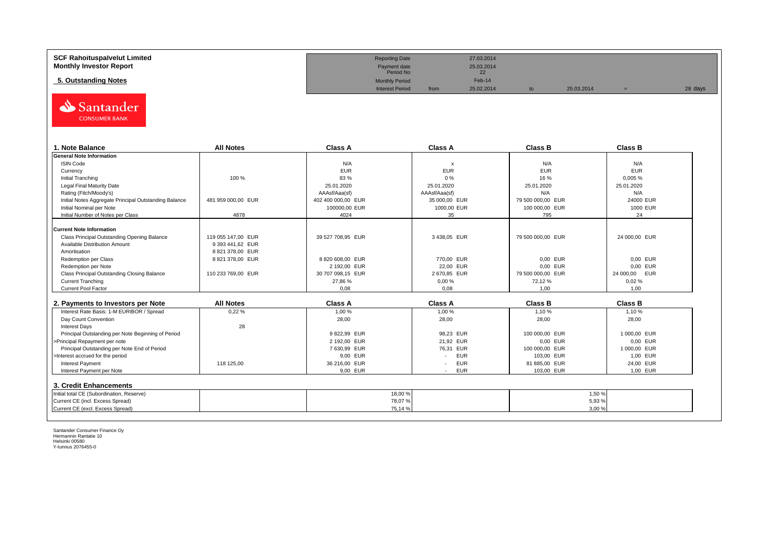**SCF Rahoituspalvelut Limited**
**Monthly Investor Report**

**5. Outstanding Notes**

| Reporting Date | | 27.03.2014 | | | | |
|---|---|---|---|---|---|---|
| Payment date | | 25.03.2014 | | | | |
| Period No | | 22 | | | | |
| Monthly Period | | Feb-14 | | | | |
| Interest Period | from | 25.02.2014 | to | 25.03.2014 | = | 28 days |

Santander CONSUMER BANK

| 1. Note Balance | All Notes | Class A | Class A | Class B | Class B |
|---|---|---|---|---|---|
| **General Note Information** | | | | | |
| ISIN Code | | N/A | x | N/A | N/A |
| Currency | | EUR | EUR | EUR | EUR |
| Initial Tranching | 100 % | 83 % | 0 % | 16 % | 0,005 % |
| Legal Final Maturity Date | | 25.01.2020 | 25.01.2020 | 25.01.2020 | 25.01.2020 |
| Rating (Fitch/Moody's) | | AAAsf/Aaa(sf) | AAAsf/Aaa(sf) | N/A | N/A |
| Initial Notes Aggregate Principal Outstanding Balance | 481 959 000,00 EUR | 402 400 000,00 EUR | 35 000,00 EUR | 79 500 000,00 EUR | 24000 EUR |
| Initial Nominal per Note | | 100000,00 EUR | 1000,00 EUR | 100 000,00 EUR | 1000 EUR |
| Initial Number of Notes per Class | 4878 | 4024 | 35 | 795 | 24 |
| **Current Note Information** | | | | | |
| Class Principal Outstanding Opening Balance | 119 055 147,00 EUR | 39 527 708,95 EUR | 3 438,05 EUR | 79 500 000,00 EUR | 24 000,00 EUR |
| Available Distribution Amount | 9 393 441,62 EUR | | | | |
| Amortisation | 8 821 378,00 EUR | | | | |
| Redemption per Class | 8 821 378,00 EUR | 8 820 608,00 EUR | 770,00 EUR | 0,00 EUR | 0,00 EUR |
| Redemption per Note | | 2 192,00 EUR | 22,00 EUR | 0,00 EUR | 0,00 EUR |
| Class Principal Outstanding Closing Balance | 110 233 769,00 EUR | 30 707 098,15 EUR | 2 670,85 EUR | 79 500 000,00 EUR | 24 000,00 EUR |
| Current Tranching | | 27,86 % | 0,00 % | 72,12 % | 0,02 % |
| Current Pool Factor | | 0,08 | 0,08 | 1,00 | 1,00 |

| 2. Payments to Investors per Note | All Notes | Class A | Class A | Class B | Class B |
|---|---|---|---|---|---|
| Interest Rate Basis: 1-M EURIBOR / Spread | 0,22 % | 1,00 % | 1,00 % | 1,10 % | 1,10 % |
| Day Count Convention | | 28,00 | 28,00 | 28,00 | 28,00 |
| Interest Days | 28 | | | | |
| Principal Outstanding per Note Beginning of Period | | 9 822,99 EUR | 98,23 EUR | 100 000,00 EUR | 1 000,00 EUR |
| >Principal Repayment per note | | 2 192,00 EUR | 21,92 EUR | 0,00 EUR | 0,00 EUR |
| Principal Outstanding per Note End of Period | | 7 630,99 EUR | 76,31 EUR | 100 000,00 EUR | 1 000,00 EUR |
| >Interest accrued for the period | | 9,00 EUR | - EUR | 103,00 EUR | 1,00 EUR |
| Interest Payment | 118 125,00 | 36 216,00 EUR | - EUR | 81 885,00 EUR | 24,00 EUR |
| Interest Payment per Note | | 9,00 EUR | - EUR | 103,00 EUR | 1,00 EUR |

**3. Credit Enhancements**

| | | Class A | | Class B | |
|---|---|---|---|---|---|
| Initial total CE (Subordination, Reserve) | | 18,00 % | | 1,50 % | |
| Current CE (incl. Excess Spread) | | 78,07 % | | 5,93 % | |
| Current CE (excl. Excess Spread) | | 75,14 % | | 3,00 % | |

Santander Consumer Finance Oy
Hermannin Rantatie 10
Helsinki 00580
Y-tunnus 2076455-0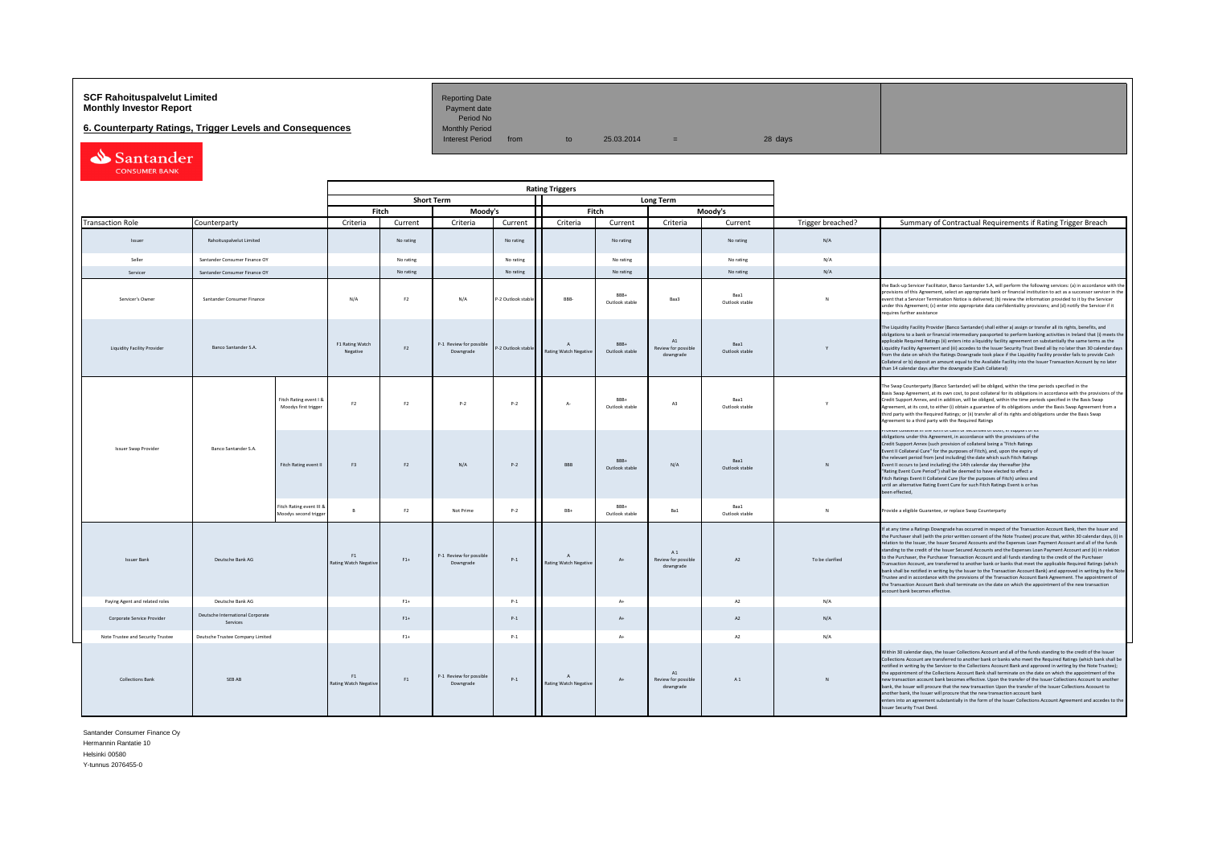# SCF Rahoituspalvelut Limited
## Monthly Investor Report

### 6. Counterparty Ratings, Trigger Levels and Consequences

| | | | |
|---|---|---|---|
| Reporting Date | | | |
| Payment date | | | |
| Period No | | | |
| Monthly Period | | | |
| Interest Period | from | to 25.03.2014 | = 28 days |

| | | | Rating Triggers | | | | | | | | | |
|---|---|---|---|---|---|---|---|---|---|---|---|---|
| | | | Short Term | | | | Long Term | | | | | |
| | | | Fitch | | Moody's | | Fitch | | Moody's | | | |
| Transaction Role | Counterparty | | Criteria | Current | Criteria | Current | Criteria | Current | Criteria | Current | Trigger breached? | Summary of Contractual Requirements if Rating Trigger Breach |
| Issuer | Rahoituspalvelut Limited | | | No rating | | No rating | | No rating | | No rating | N/A | |
| Seller | Santander Consumer Finance OY | | | No rating | | No rating | | No rating | | No rating | N/A | |
| Servicer | Santander Consumer Finance OY | | | No rating | | No rating | | No rating | | No rating | N/A | |
| Servicer's Owner | Santander Consumer Finance | | N/A | F2 | N/A | P-2 Outlook stable | BBB- | BBB+ Outlook stable | Baa3 | Baa1 Outlook stable | N | the Back-up Servicer Facilitator, Banco Santander S.A, will perform the following services: (a) in accordance with the provisions of this Agreement, select an appropriate bank or financial institution to act as a successor servicer in the event that a Servicer Termination Notice is delivered; (b) review the information provided to it by the Servicer under this Agreement; (c) enter into appropriate data confidentiality provisions; and (d) notify the Servicer if it requires further assistance |
| Liquidity Facility Provider | Banco Santander S.A. | | F1 Rating Watch Negative | F2 | P-1 Review for possible Downgrade | P-2 Outlook stable | A Rating Watch Negative | BBB+ Outlook stable | A1 Review for possible downgrade | Baa1 Outlook stable | Y | The Liquidity Facility Provider (Banco Santander) shall either a) assign or transfer all its rights, benefits, and obligations to a bank or financial intermediary passported to perform banking activities in Ireland that (i) meets the applicable Required Ratings (ii) enters into a liquidity facility agreement on substantially the same terms as the Liquidity Facility Agreement and (iii) accedes to the Issuer Security Trust Deed all by no later than 30 calendar days from the date on which the Ratings Downgrade took place if the Liquidity Facility provider fails to provide Cash Collateral or b) deposit an amount equal to the Available Facility into the Issuer Transaction Account by no later than 14 calendar days after the downgrade (Cash Collateral) |
| Issuer Swap Provider | Banco Santander S.A. | Fitch Rating event I & Moodys first trigger | F2 | F2 | P-2 | P-2 | A- | BBB+ Outlook stable | A3 | Baa1 Outlook stable | Y | The Swap Counterparty (Banco Santander) will be obliged, within the time periods specified in the Basis Swap Agreement, at its own cost, to post collateral for its obligations in accordance with the provisions of the Credit Support Annex, and in addition, will be obliged, within the time periods specified in the Basis Swap Agreement, at its cost, to either (i) obtain a guarantee of its obligations under the Basis Swap Agreement from a third party with the Required Ratings; or (ii) transfer all of its rights and obligations under the Basis Swap Agreement to a third party with the Required Ratings |
| | | Fitch Rating event II | F3 | F2 | N/A | P-2 | BBB | BBB+ Outlook stable | N/A | Baa1 Outlook stable | N | Provide collateral in the form of cash or securities or both, in support of its obligations under this Agreement, in accordance with the provisions of the Credit Support Annex (such provision of collateral being a "Fitch Ratings Event II Collateral Cure" for the purposes of Fitch), and, upon the expiry of the relevant period from (and including) the date which such Fitch Ratings Event II occurs to (and including) the 14th calendar day thereafter (the "Rating Event Cure Period") shall be deemed to have elected to effect a Fitch Ratings Event II Collateral Cure (for the purposes of Fitch) unless and until an alternative Rating Event Cure for such Fitch Ratings Event is or has been effected. |
| | | Fitch Rating event III & Moodys second trigger | B | F2 | Not Prime | P-2 | BB+ | BBB+ Outlook stable | Ba1 | Baa1 Outlook stable | N | Provide a eligible Guarantee, or replace Swap Counterparty |
| Issuer Bank | Deutsche Bank AG | | F1 Rating Watch Negative | F1+ | P-1 Review for possible Downgrade | P-1 | A Rating Watch Negative | A+ | A 1 Review for possible downgrade | A2 | To be clarified | If at any time a Ratings Downgrade has occurred in respect of the Transaction Account Bank, then the Issuer and the Purchaser shall (with the prior written consent of the Note Trustee) procure that, within 30 calendar days, (i) in relation to the Issuer, the Issuer Secured Accounts and the Expenses Loan Payment Account and all of the funds standing to the credit of the Issuer Secured Accounts and the Expenses Loan Payment Account and (ii) in relation to the Purchaser, the Purchaser Transaction Account and all funds standing to the credit of the Purchaser Transaction Account, are transferred to another bank or banks that meet the applicable Required Ratings (which bank shall be notified in writing by the Issuer to the Transaction Account Bank) and approved in writing by the Note Trustee and in accordance with the provisions of the Transaction Account Bank Agreement. The appointment of the Transaction Account Bank shall terminate on the date on which the appointment of the new transaction account bank becomes effective. |
| Paying Agent and related roles | Deutsche Bank AG | | | F1+ | | P-1 | | A+ | | A2 | N/A | |
| Corporate Service Provider | Deutsche International Corporate Services | | | F1+ | | P-1 | | A+ | | A2 | N/A | |
| Note Trustee and Security Trustee | Deutsche Trustee Company Limited | | | F1+ | | P-1 | | A+ | | A2 | N/A | |
| Collections Bank | SEB AB | | F1 Rating Watch Negative | F1 | P-1 Review for possible Downgrade | P-1 | A Rating Watch Negative | A+ | A1 Review for possible downgrade | A 1 | N | Within 30 calendar days, the Issuer Collections Account and all of the funds standing to the credit of the Issuer Collections Account are transferred to another bank or banks who meet the Required Ratings (which bank shall be notified in writing by the Servicer to the Collections Account Bank and approved in writing by the Note Trustee); the appointment of the Collections Account Bank shall terminate on the date on which the appointment of the new transaction account bank becomes effective. Upon the transfer of the Issuer Collections Account to another bank, the Issuer will procure that the new transaction Upon the transfer of the Issuer Collections Account to another bank, the Issuer will procure that the new transaction account bank enters into an agreement substantially in the form of the Issuer Collections Account Agreement and accedes to the Issuer Security Trust Deed. |

Santander Consumer Finance Oy
Hermannin Rantatie 10
Helsinki 00580
Y-tunnus 2076455-0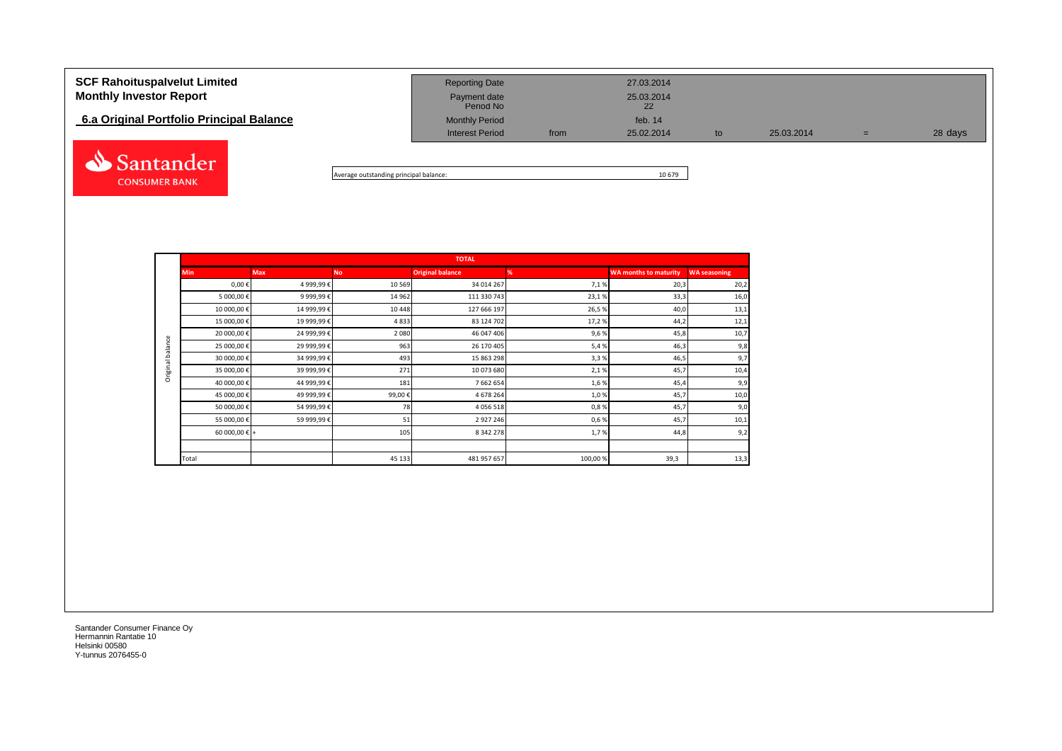**SCF Rahoituspalvelut Limited**
**Monthly Investor Report**

## 6.a Original Portfolio Principal Balance

| | | | | | |
|---|---|---|---|---|---|
| Reporting Date | | 27.03.2014 | | | |
| Payment date | | 25.03.2014 | | | |
| Period No | | 22 | | | |
| Monthly Period | | feb. 14 | | | |
| Interest Period | from | 25.02.2014 | to | 25.03.2014 | = 28 days |

Average outstanding principal balance: 10 679

| | TOTAL | | | | | | |
|---|---|---|---|---|---|---|---|
| | Min | Max | No | Original balance | % | WA months to maturity | WA seasoning |
| Original balance | 0,00 € | 4 999,99 € | 10 569 | 34 014 267 | 7,1 % | 20,3 | 20,2 |
| | 5 000,00 € | 9 999,99 € | 14 962 | 111 330 743 | 23,1 % | 33,3 | 16,0 |
| | 10 000,00 € | 14 999,99 € | 10 448 | 127 666 197 | 26,5 % | 40,0 | 13,1 |
| | 15 000,00 € | 19 999,99 € | 4 833 | 83 124 702 | 17,2 % | 44,2 | 12,1 |
| | 20 000,00 € | 24 999,99 € | 2 080 | 46 047 406 | 9,6 % | 45,8 | 10,7 |
| | 25 000,00 € | 29 999,99 € | 963 | 26 170 405 | 5,4 % | 46,3 | 9,8 |
| | 30 000,00 € | 34 999,99 € | 493 | 15 863 298 | 3,3 % | 46,5 | 9,7 |
| | 35 000,00 € | 39 999,99 € | 271 | 10 073 680 | 2,1 % | 45,7 | 10,4 |
| | 40 000,00 € | 44 999,99 € | 181 | 7 662 654 | 1,6 % | 45,4 | 9,9 |
| | 45 000,00 € | 49 999,99 € | 99,00 € | 4 678 264 | 1,0 % | 45,7 | 10,0 |
| | 50 000,00 € | 54 999,99 € | 78 | 4 056 518 | 0,8 % | 45,7 | 9,0 |
| | 55 000,00 € | 59 999,99 € | 51 | 2 927 246 | 0,6 % | 45,7 | 10,1 |
| | 60 000,00 € + | | 105 | 8 342 278 | 1,7 % | 44,8 | 9,2 |
| | | | | | | | |
| | Total | | 45 133 | 481 957 657 | 100,00 % | 39,3 | 13,3 |

Santander Consumer Finance Oy
Hermannin Rantatie 10
Helsinki 00580
Y-tunnus 2076455-0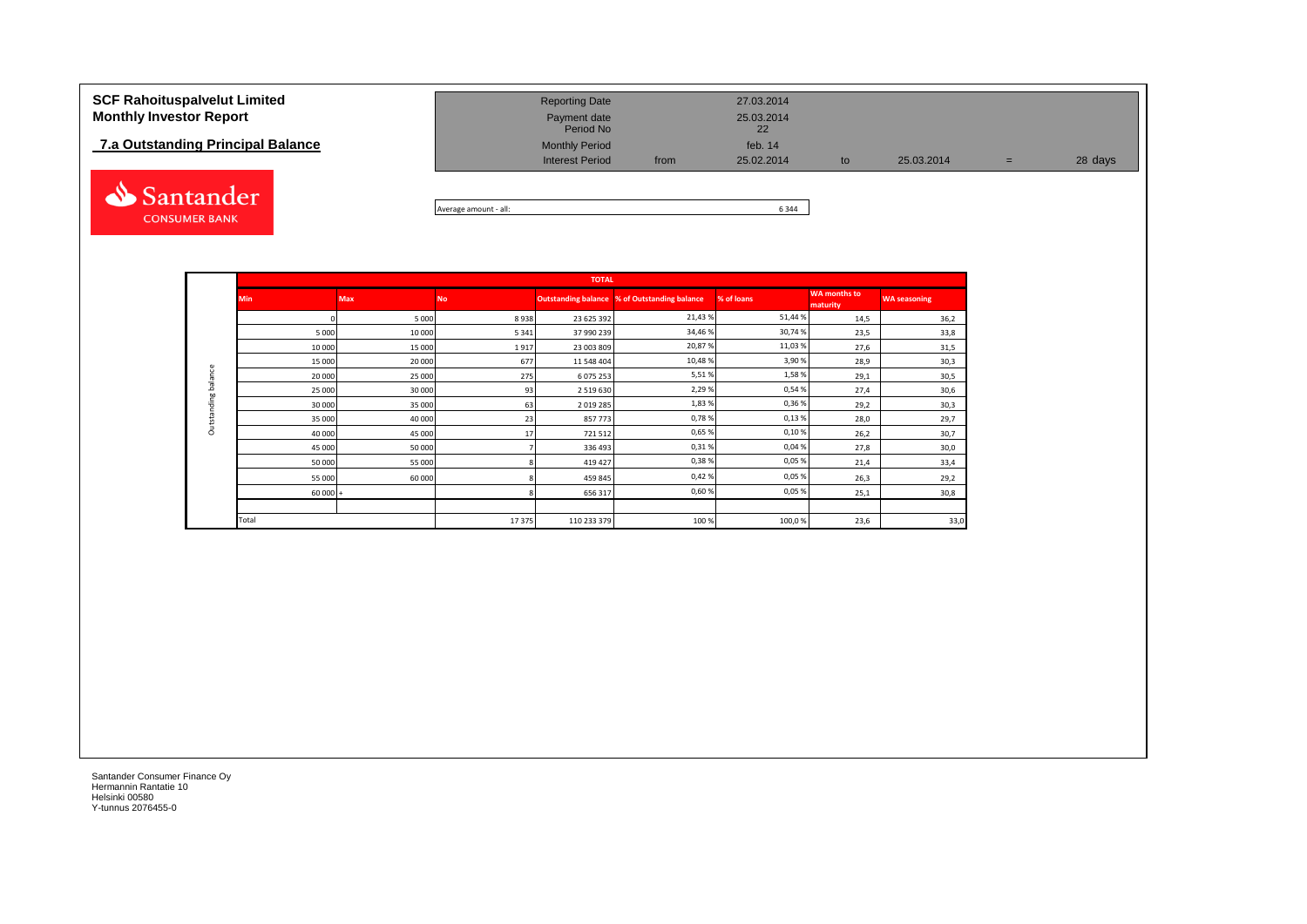**SCF Rahoituspalvelut Limited**
**Monthly Investor Report**

## 7.a Outstanding Principal Balance

| | | | | | | | |
|---|---|---|---|---|---|---|---|
| Reporting Date | | 27.03.2014 | | | | | |
| Payment date | | 25.03.2014 | | | | | |
| Period No | | 22 | | | | | |
| Monthly Period | | feb. 14 | | | | | |
| Interest Period | from | 25.02.2014 | to | 25.03.2014 | = | 28 days | |

Average amount - all: 6 344

| | TOTAL | | | | | | | |
|---|---|---|---|---|---|---|---|---|
| | Min | Max | No | Outstanding balance | % of Outstanding balance | % of loans | WA months to maturity | WA seasoning |
| Outstanding balance | 0 | 5 000 | 8 938 | 23 625 392 | 21,43 % | 51,44 % | 14,5 | 36,2 |
| | 5 000 | 10 000 | 5 341 | 37 990 239 | 34,46 % | 30,74 % | 23,5 | 33,8 |
| | 10 000 | 15 000 | 1 917 | 23 003 809 | 20,87 % | 11,03 % | 27,6 | 31,5 |
| | 15 000 | 20 000 | 677 | 11 548 404 | 10,48 % | 3,90 % | 28,9 | 30,3 |
| | 20 000 | 25 000 | 275 | 6 075 253 | 5,51 % | 1,58 % | 29,1 | 30,5 |
| | 25 000 | 30 000 | 93 | 2 519 630 | 2,29 % | 0,54 % | 27,4 | 30,6 |
| | 30 000 | 35 000 | 63 | 2 019 285 | 1,83 % | 0,36 % | 29,2 | 30,3 |
| | 35 000 | 40 000 | 23 | 857 773 | 0,78 % | 0,13 % | 28,0 | 29,7 |
| | 40 000 | 45 000 | 17 | 721 512 | 0,65 % | 0,10 % | 26,2 | 30,7 |
| | 45 000 | 50 000 | 7 | 336 493 | 0,31 % | 0,04 % | 27,8 | 30,0 |
| | 50 000 | 55 000 | 8 | 419 427 | 0,38 % | 0,05 % | 21,4 | 33,4 |
| | 55 000 | 60 000 | 8 | 459 845 | 0,42 % | 0,05 % | 26,3 | 29,2 |
| | 60 000 + | | 8 | 656 317 | 0,60 % | 0,05 % | 25,1 | 30,8 |
| | Total | | 17 375 | 110 233 379 | 100 % | 100,0 % | 23,6 | 33,0 |

Santander Consumer Finance Oy
Hermannin Rantatie 10
Helsinki 00580
Y-tunnus 2076455-0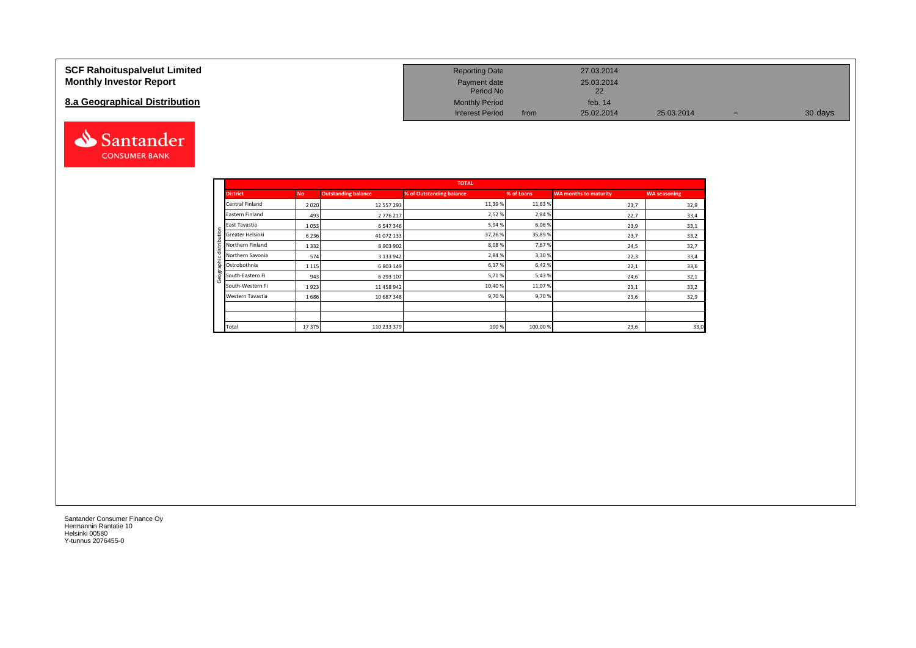**SCF Rahoituspalvelut Limited**
**Monthly Investor Report**

## 8.a Geographical Distribution

| | | | | | |
|---|---|---|---|---|---|
| Reporting Date | | 27.03.2014 | | | |
| Payment date | | 25.03.2014 | | | |
| Period No | | 22 | | | |
| Monthly Period | | feb. 14 | | | |
| Interest Period | from | 25.02.2014 | 25.03.2014 | = | 30 days |

| | TOTAL | | | | | | |
|---|---|---|---|---|---|---|---|
| | **District** | **No** | **Outstanding balance** | **% of Outstanding balance** | **% of Loans** | **WA months to maturity** | **WA seasoning** |
| Geographic distribution | Central Finland | 2 020 | 12 557 293 | 11,39 % | 11,63 % | 23,7 | 32,9 |
| | Eastern Finland | 493 | 2 776 217 | 2,52 % | 2,84 % | 22,7 | 33,4 |
| | East Tavastia | 1 053 | 6 547 346 | 5,94 % | 6,06 % | 23,9 | 33,1 |
| | Greater Helsinki | 6 236 | 41 072 133 | 37,26 % | 35,89 % | 23,7 | 33,2 |
| | Northern Finland | 1 332 | 8 903 902 | 8,08 % | 7,67 % | 24,5 | 32,7 |
| | Northern Savonia | 574 | 3 133 942 | 2,84 % | 3,30 % | 22,3 | 33,4 |
| | Ostrobothnia | 1 115 | 6 803 149 | 6,17 % | 6,42 % | 22,1 | 33,6 |
| | South-Eastern Fi | 943 | 6 293 107 | 5,71 % | 5,43 % | 24,6 | 32,1 |
| | South-Western Fi | 1 923 | 11 458 942 | 10,40 % | 11,07 % | 23,1 | 33,2 |
| | Western Tavastia | 1 686 | 10 687 348 | 9,70 % | 9,70 % | 23,6 | 32,9 |
| | | | | | | | |
| | | | | | | | |
| | Total | 17 375 | 110 233 379 | 100 % | 100,00 % | 23,6 | 33,0 |

Santander Consumer Finance Oy
Hermannin Rantatie 10
Helsinki 00580
Y-tunnus 2076455-0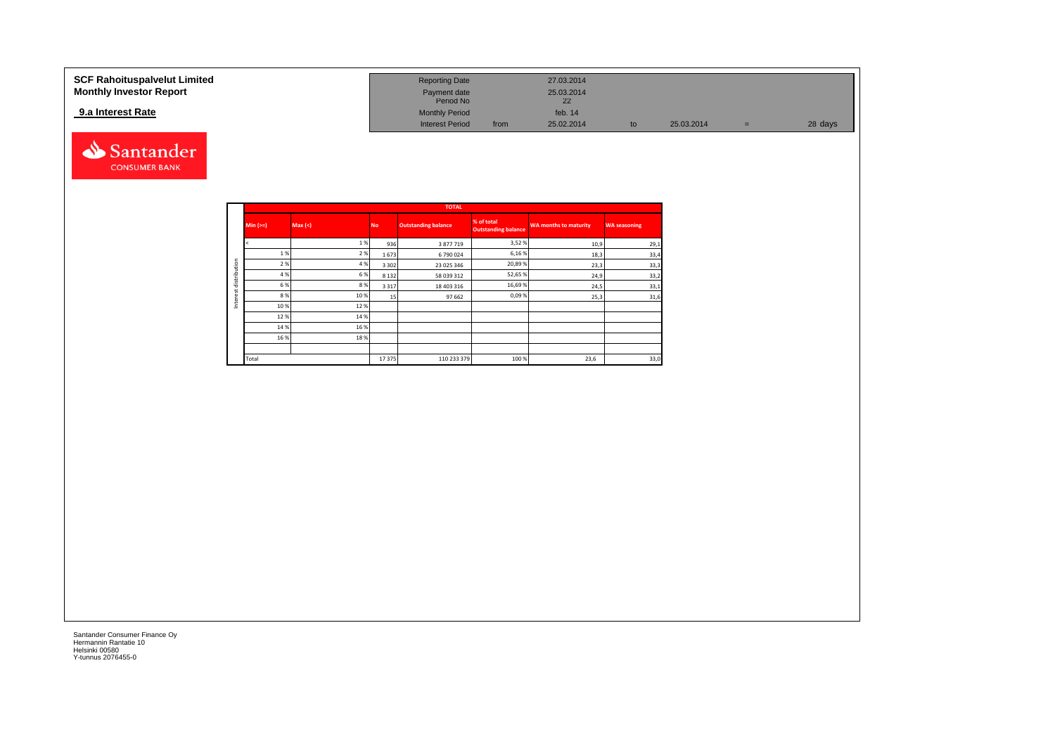**SCF Rahoituspalvelut Limited**
**Monthly Investor Report**

**9.a Interest Rate**

| | | | | | |
|---|---|---|---|---|---|
| Reporting Date | | 27.03.2014 | | | |
| Payment date | | 25.03.2014 | | | |
| Period No | | 22 | | | |
| Monthly Period | | feb. 14 | | | |
| Interest Period | from | 25.02.2014 | to | 25.03.2014 | = 28 days |

Santander CONSUMER BANK

| | TOTAL | | | | | | |
|---|---|---|---|---|---|---|---|
| | Min (>=) | Max (<) | No | Outstanding balance | % of total Outstanding balance | WA months to maturity | WA seasoning |
| Interest distribution | < | 1 % | 936 | 3 877 719 | 3,52 % | 10,9 | 29,1 |
| | 1 % | 2 % | 1 673 | 6 790 024 | 6,16 % | 18,3 | 33,4 |
| | 2 % | 4 % | 3 302 | 23 025 346 | 20,89 % | 23,3 | 33,3 |
| | 4 % | 6 % | 8 132 | 58 039 312 | 52,65 % | 24,9 | 33,2 |
| | 6 % | 8 % | 3 317 | 18 403 316 | 16,69 % | 24,5 | 33,1 |
| | 8 % | 10 % | 15 | 97 662 | 0,09 % | 25,3 | 31,6 |
| | 10 % | 12 % | | | | | |
| | 12 % | 14 % | | | | | |
| | 14 % | 16 % | | | | | |
| | 16 % | 18 % | | | | | |
| | | | | | | | |
| | Total | | 17 375 | 110 233 379 | 100 % | 23,6 | 33,0 |

Santander Consumer Finance Oy
Hermannin Rantatie 10
Helsinki 00580
Y-tunnus 2076455-0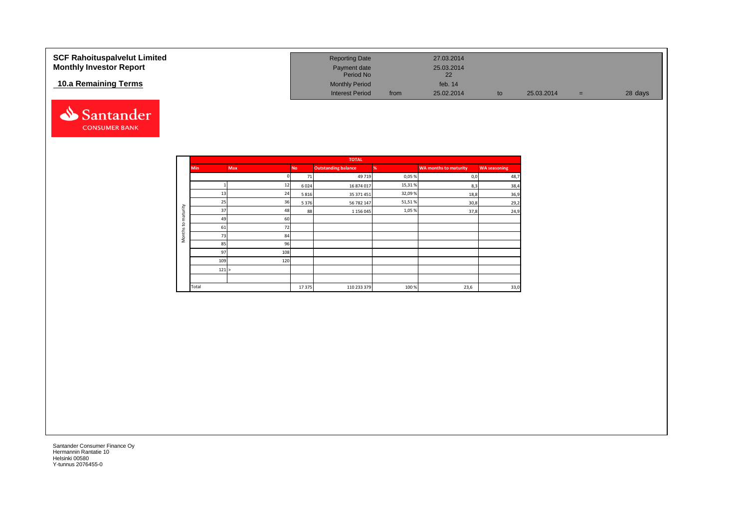**SCF Rahoituspalvelut Limited**
**Monthly Investor Report**

**10.a Remaining Terms**

| | | | | | | |
|---|---|---|---|---|---|---|
| Reporting Date | | 27.03.2014 | | | | |
| Payment date | | 25.03.2014 | | | | |
| Period No | | 22 | | | | |
| Monthly Period | | feb. 14 | | | | |
| Interest Period | from | 25.02.2014 | to | 25.03.2014 | = | 28 days |

| | TOTAL | | | | | | |
|---|---|---|---|---|---|---|---|
| | Min | Max | No | Outstanding balance | % | WA months to maturity | WA seasoning |
| Months to maturity | | 0 | 71 | 49 719 | 0,05 % | 0,0 | 48,7 |
| | 1 | 12 | 6 024 | 16 874 017 | 15,31 % | 8,3 | 38,4 |
| | 13 | 24 | 5 816 | 35 371 451 | 32,09 % | 18,8 | 36,9 |
| | 25 | 36 | 5 376 | 56 782 147 | 51,51 % | 30,8 | 29,2 |
| | 37 | 48 | 88 | 1 156 045 | 1,05 % | 37,8 | 24,9 |
| | 49 | 60 | | | | | |
| | 61 | 72 | | | | | |
| | 73 | 84 | | | | | |
| | 85 | 96 | | | | | |
| | 97 | 108 | | | | | |
| | 109 | 120 | | | | | |
| | 121 | > | | | | | |
| | | | | | | | |
| | Total | | 17 375 | 110 233 379 | 100 % | 23,6 | 33,0 |

Santander Consumer Finance Oy
Hermannin Rantatie 10
Helsinki 00580
Y-tunnus 2076455-0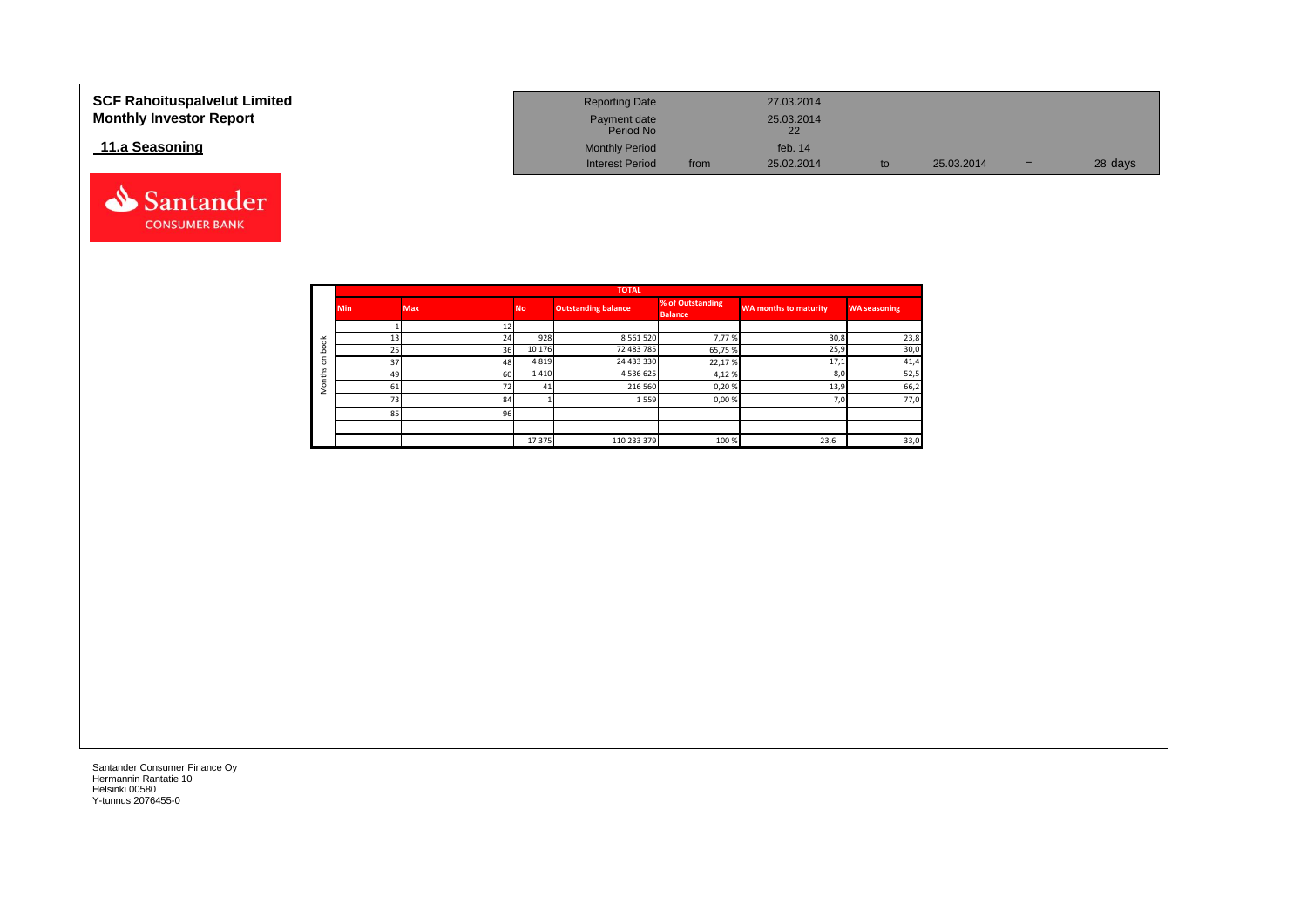**SCF Rahoituspalvelut Limited**
**Monthly Investor Report**

## 11.a Seasoning

| | | | | |
|---|---|---|---|---|
| Reporting Date | | 27.03.2014 | | | |
| Payment date | | 25.03.2014 | | | |
| Period No | | 22 | | | |
| Monthly Period | | feb. 14 | | | |
| Interest Period | from | 25.02.2014 | to | 25.03.2014 | = | 28 days |

**TOTAL** (Months on book)

| Min | Max | No | Outstanding balance | % of Outstanding Balance | WA months to maturity | WA seasoning |
|---|---|---|---|---|---|---|
| 1 | 12 | | | | | |
| 13 | 24 | 928 | 8 561 520 | 7,77 % | 30,8 | 23,8 |
| 25 | 36 | 10 176 | 72 483 785 | 65,75 % | 25,9 | 30,0 |
| 37 | 48 | 4 819 | 24 433 330 | 22,17 % | 17,1 | 41,4 |
| 49 | 60 | 1 410 | 4 536 625 | 4,12 % | 8,0 | 52,5 |
| 61 | 72 | 41 | 216 560 | 0,20 % | 13,9 | 66,2 |
| 73 | 84 | 1 | 1 559 | 0,00 % | 7,0 | 77,0 |
| 85 | 96 | | | | | |
| | | | | | | |
| | | 17 375 | 110 233 379 | 100 % | 23,6 | 33,0 |

Santander Consumer Finance Oy
Hermannin Rantatie 10
Helsinki 00580
Y-tunnus 2076455-0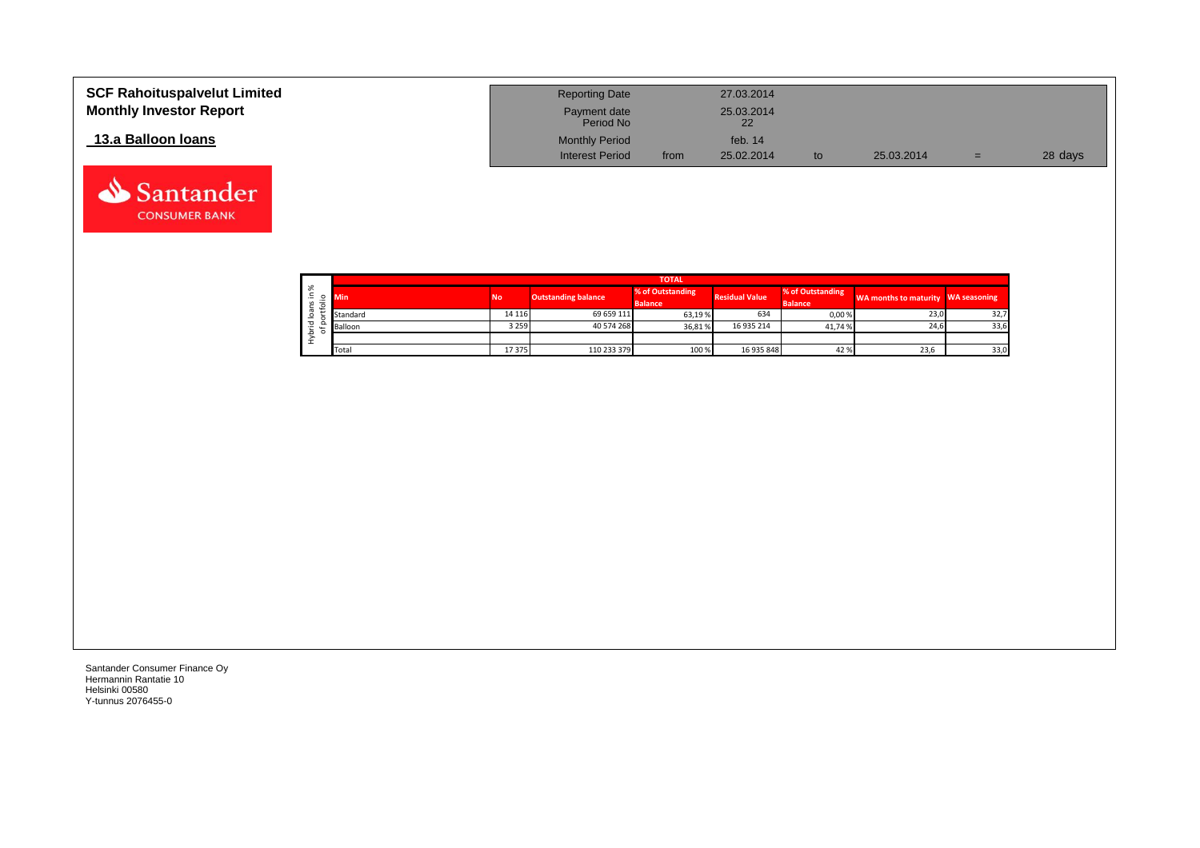# SCF Rahoituspalvelut Limited
## Monthly Investor Report

### 13.a Balloon loans

| | | | | | |
|---|---|---|---|---|---|
| Reporting Date | | 27.03.2014 | | | |
| Payment date | | 25.03.2014 | | | |
| Period No | | 22 | | | |
| Monthly Period | | feb. 14 | | | |
| Interest Period | from | 25.02.2014 | to | 25.03.2014 | = 28 days |

Hybrid loans in % of portfolio

| TOTAL | | | | | | | |
|---|---|---|---|---|---|---|---|
| Min | No | Outstanding balance | % of Outstanding Balance | Residual Value | % of Outstanding Balance | WA months to maturity | WA seasoning |
| Standard | 14 116 | 69 659 111 | 63,19 % | 634 | 0,00 % | 23,0 | 32,7 |
| Balloon | 3 259 | 40 574 268 | 36,81 % | 16 935 214 | 41,74 % | 24,6 | 33,6 |
| | | | | | | | |
| Total | 17 375 | 110 233 379 | 100 % | 16 935 848 | 42 % | 23,6 | 33,0 |

Santander Consumer Finance Oy
Hermannin Rantatie 10
Helsinki 00580
Y-tunnus 2076455-0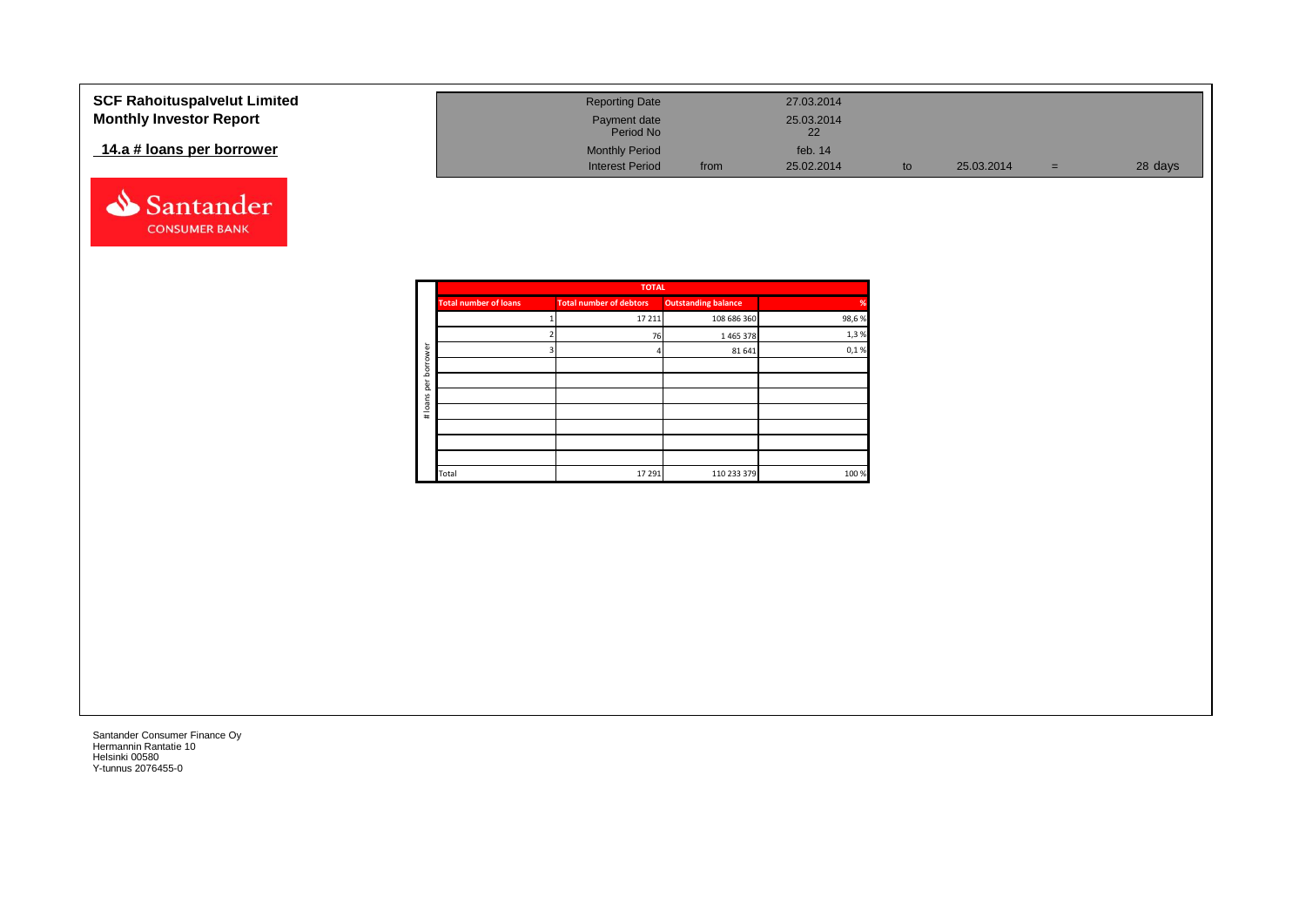**SCF Rahoituspalvelut Limited**
**Monthly Investor Report**

## 14.a # loans per borrower

| | | | | | | |
|---|---|---|---|---|---|---|
| Reporting Date | | 27.03.2014 | | | | |
| Payment date | | 25.03.2014 | | | | |
| Period No | | 22 | | | | |
| Monthly Period | | feb. 14 | | | | |
| Interest Period | from | 25.02.2014 | to | 25.03.2014 | = | 28 days |

Santander CONSUMER BANK

# loans per borrower

| TOTAL | | | |
|---|---|---|---|
| **Total number of loans** | **Total number of debtors** | **Outstanding balance** | **%** |
| 1 | 17 211 | 108 686 360 | 98,6 % |
| 2 | 76 | 1 465 378 | 1,3 % |
| 3 | 4 | 81 641 | 0,1 % |
| | | | |
| | | | |
| | | | |
| | | | |
| | | | |
| | | | |
| | | | |
| Total | 17 291 | 110 233 379 | 100 % |

Santander Consumer Finance Oy
Hermannin Rantatie 10
Helsinki 00580
Y-tunnus 2076455-0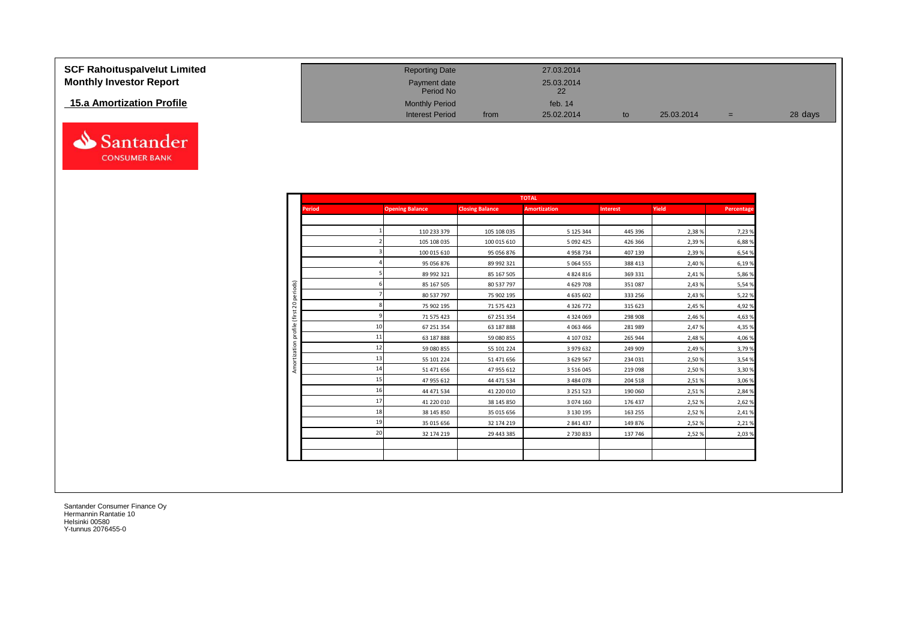# SCF Rahoituspalvelut Limited
## Monthly Investor Report

### 15.a Amortization Profile

| | | | | | | |
|---|---|---|---|---|---|---|
| Reporting Date | | 27.03.2014 | | | | |
| Payment date | | 25.03.2014 | | | | |
| Period No | | 22 | | | | |
| Monthly Period | | feb. 14 | | | | |
| Interest Period | from | 25.02.2014 | to | 25.03.2014 | = | 28 days |

Amortization profile (first 20 periods)

| TOTAL | | | | | | |
|---|---|---|---|---|---|---|
| Period | Opening Balance | Closing Balance | Amortization | Interest | Yield | Percentage |
| 1 | 110 233 379 | 105 108 035 | 5 125 344 | 445 396 | 2,38 % | 7,23 % |
| 2 | 105 108 035 | 100 015 610 | 5 092 425 | 426 366 | 2,39 % | 6,88 % |
| 3 | 100 015 610 | 95 056 876 | 4 958 734 | 407 139 | 2,39 % | 6,54 % |
| 4 | 95 056 876 | 89 992 321 | 5 064 555 | 388 413 | 2,40 % | 6,19 % |
| 5 | 89 992 321 | 85 167 505 | 4 824 816 | 369 331 | 2,41 % | 5,86 % |
| 6 | 85 167 505 | 80 537 797 | 4 629 708 | 351 087 | 2,43 % | 5,54 % |
| 7 | 80 537 797 | 75 902 195 | 4 635 602 | 333 256 | 2,43 % | 5,22 % |
| 8 | 75 902 195 | 71 575 423 | 4 326 772 | 315 623 | 2,45 % | 4,92 % |
| 9 | 71 575 423 | 67 251 354 | 4 324 069 | 298 908 | 2,46 % | 4,63 % |
| 10 | 67 251 354 | 63 187 888 | 4 063 466 | 281 989 | 2,47 % | 4,35 % |
| 11 | 63 187 888 | 59 080 855 | 4 107 032 | 265 944 | 2,48 % | 4,06 % |
| 12 | 59 080 855 | 55 101 224 | 3 979 632 | 249 909 | 2,49 % | 3,79 % |
| 13 | 55 101 224 | 51 471 656 | 3 629 567 | 234 031 | 2,50 % | 3,54 % |
| 14 | 51 471 656 | 47 955 612 | 3 516 045 | 219 098 | 2,50 % | 3,30 % |
| 15 | 47 955 612 | 44 471 534 | 3 484 078 | 204 518 | 2,51 % | 3,06 % |
| 16 | 44 471 534 | 41 220 010 | 3 251 523 | 190 060 | 2,51 % | 2,84 % |
| 17 | 41 220 010 | 38 145 850 | 3 074 160 | 176 437 | 2,52 % | 2,62 % |
| 18 | 38 145 850 | 35 015 656 | 3 130 195 | 163 255 | 2,52 % | 2,41 % |
| 19 | 35 015 656 | 32 174 219 | 2 841 437 | 149 876 | 2,52 % | 2,21 % |
| 20 | 32 174 219 | 29 443 385 | 2 730 833 | 137 746 | 2,52 % | 2,03 % |

Santander Consumer Finance Oy
Hermannin Rantatie 10
Helsinki 00580
Y-tunnus 2076455-0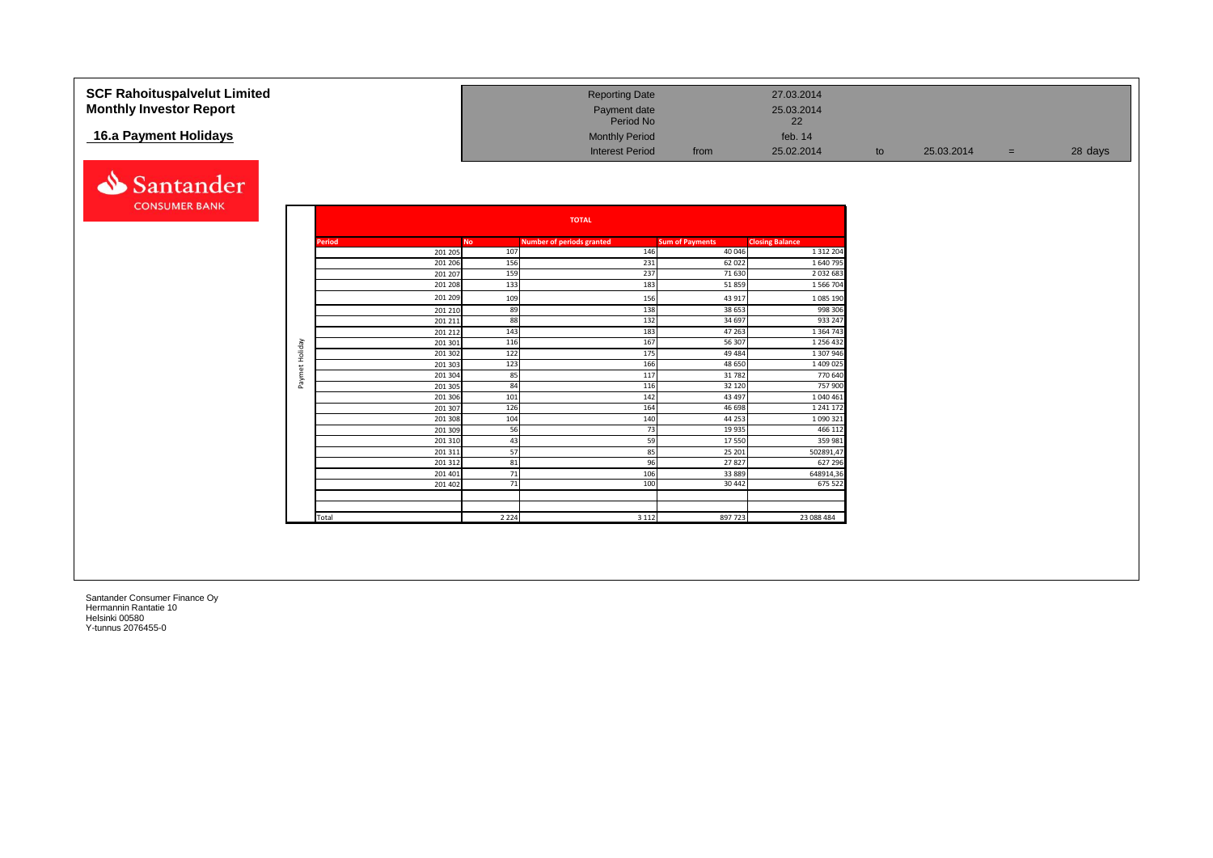# SCF Rahoituspalvelut Limited
## Monthly Investor Report

### 16.a Payment Holidays

| | | | | | | | |
|---|---|---|---|---|---|---|---|
| Reporting Date | | 27.03.2014 | | | | | |
| Payment date | | 25.03.2014 | | | | | |
| Period No | | 22 | | | | | |
| Monthly Period | | feb. 14 | | | | | |
| Interest Period | from | 25.02.2014 | to | 25.03.2014 | = | 28 days | |

**TOTAL**

| | Period | No | Number of periods granted | Sum of Payments | Closing Balance |
|---|---|---|---|---|---|
| Paymet Holiday | 201 205 | 107 | 146 | 40 046 | 1 312 204 |
| | 201 206 | 156 | 231 | 62 022 | 1 640 795 |
| | 201 207 | 159 | 237 | 71 630 | 2 032 683 |
| | 201 208 | 133 | 183 | 51 859 | 1 566 704 |
| | 201 209 | 109 | 156 | 43 917 | 1 085 190 |
| | 201 210 | 89 | 138 | 38 653 | 998 306 |
| | 201 211 | 88 | 132 | 34 697 | 933 247 |
| | 201 212 | 143 | 183 | 47 263 | 1 364 743 |
| | 201 301 | 116 | 167 | 56 307 | 1 256 432 |
| | 201 302 | 122 | 175 | 49 484 | 1 307 946 |
| | 201 303 | 123 | 166 | 48 650 | 1 409 025 |
| | 201 304 | 85 | 117 | 31 782 | 770 640 |
| | 201 305 | 84 | 116 | 32 120 | 757 900 |
| | 201 306 | 101 | 142 | 43 497 | 1 040 461 |
| | 201 307 | 126 | 164 | 46 698 | 1 241 172 |
| | 201 308 | 104 | 140 | 44 253 | 1 090 321 |
| | 201 309 | 56 | 73 | 19 935 | 466 112 |
| | 201 310 | 43 | 59 | 17 550 | 359 981 |
| | 201 311 | 57 | 85 | 25 201 | 502891,47 |
| | 201 312 | 81 | 96 | 27 827 | 627 296 |
| | 201 401 | 71 | 106 | 33 889 | 648914,36 |
| | 201 402 | 71 | 100 | 30 442 | 675 522 |
| | | | | | |
| | | | | | |
| | Total | 2 224 | 3 112 | 897 723 | 23 088 484 |

Santander Consumer Finance Oy
Hermannin Rantatie 10
Helsinki 00580
Y-tunnus 2076455-0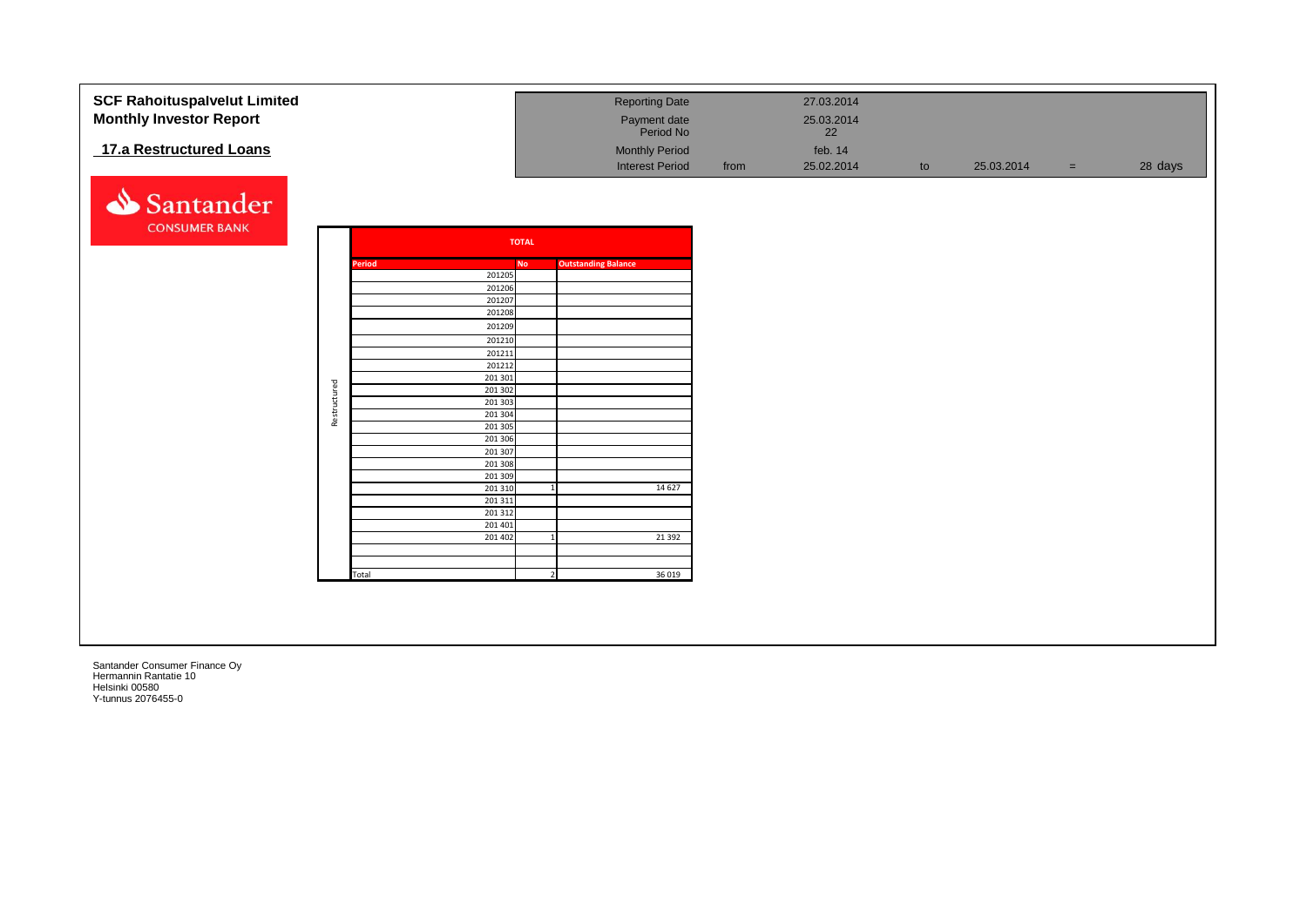**SCF Rahoituspalvelut Limited**
**Monthly Investor Report**

## 17.a Restructured Loans

| | | | | | | |
|---|---|---|---|---|---|---|
| Reporting Date | | 27.03.2014 | | | | |
| Payment date<br>Period No | | 25.03.2014<br>22 | | | | |
| Monthly Period | | feb. 14 | | | | |
| Interest Period | from | 25.02.2014 | to | 25.03.2014 | = | 28 days |

Santander CONSUMER BANK

| | TOTAL | | |
|---|---|---|---|
| | **Period** | **No** | **Outstanding Balance** |
| Restructured | 201205 | | |
| | 201206 | | |
| | 201207 | | |
| | 201208 | | |
| | 201209 | | |
| | 201210 | | |
| | 201211 | | |
| | 201212 | | |
| | 201 301 | | |
| | 201 302 | | |
| | 201 303 | | |
| | 201 304 | | |
| | 201 305 | | |
| | 201 306 | | |
| | 201 307 | | |
| | 201 308 | | |
| | 201 309 | | |
| | 201 310 | 1 | 14 627 |
| | 201 311 | | |
| | 201 312 | | |
| | 201 401 | | |
| | 201 402 | 1 | 21 392 |
| | | | |
| | | | |
| | Total | 2 | 36 019 |

Santander Consumer Finance Oy
Hermannin Rantatie 10
Helsinki 00580
Y-tunnus 2076455-0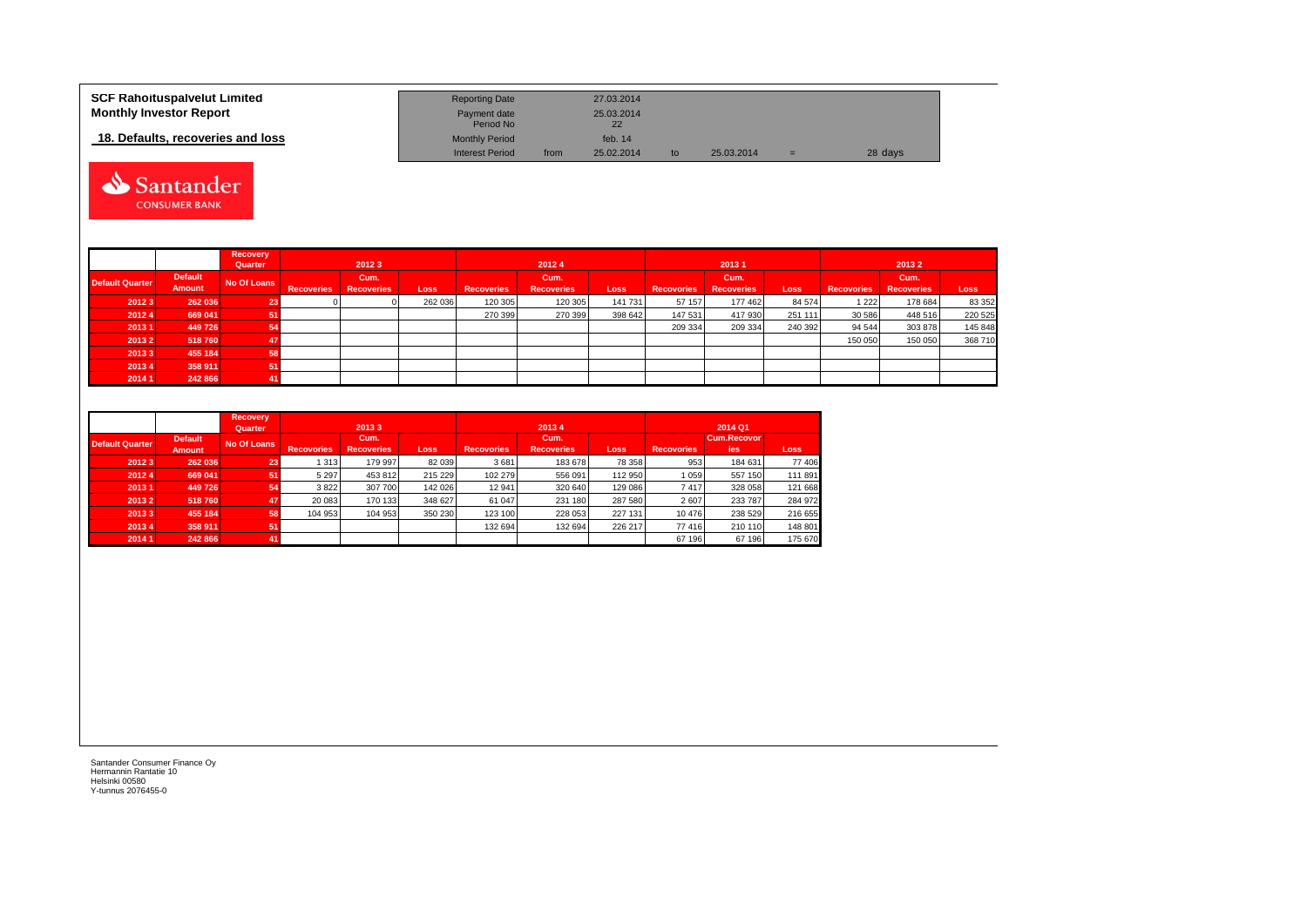**SCF Rahoituspalvelut Limited**
**Monthly Investor Report**

**18. Defaults, recoveries and loss**

| | | | | | | |
|---|---|---|---|---|---|---|
| Reporting Date | | 27.03.2014 | | | | |
| Payment date | | 25.03.2014 | | | | |
| Period No | | 22 | | | | |
| Monthly Period | | feb. 14 | | | | |
| Interest Period | from | 25.02.2014 | to | 25.03.2014 | = | 28 days |

| | | Recovery Quarter | 2012 3 | | | 2012 4 | | | 2013 1 | | | 2013 2 | | |
|---|---|---|---|---|---|---|---|---|---|---|---|---|---|---|
| Default Quarter | Default Amount | No Of Loans | Recoveries | Cum. Recoveries | Loss | Recoveries | Cum. Recoveries | Loss | Recoveries | Cum. Recoveries | Loss | Recoveries | Cum. Recoveries | Loss |
| 2012 3 | 262 036 | 23 | 0 | 0 | 262 036 | 120 305 | 120 305 | 141 731 | 57 157 | 177 462 | 84 574 | 1 222 | 178 684 | 83 352 |
| 2012 4 | 669 041 | 51 | | | | 270 399 | 270 399 | 398 642 | 147 531 | 417 930 | 251 111 | 30 586 | 448 516 | 220 525 |
| 2013 1 | 449 726 | 54 | | | | | | | 209 334 | 209 334 | 240 392 | 94 544 | 303 878 | 145 848 |
| 2013 2 | 518 760 | 47 | | | | | | | | | | 150 050 | 150 050 | 368 710 |
| 2013 3 | 455 184 | 58 | | | | | | | | | | | | |
| 2013 4 | 358 911 | 51 | | | | | | | | | | | | |
| 2014 1 | 242 866 | 41 | | | | | | | | | | | | |

| | | Recovery Quarter | 2013 3 | | | 2013 4 | | | 2014 Q1 | | |
|---|---|---|---|---|---|---|---|---|---|---|---|
| Default Quarter | Default Amount | No Of Loans | Recoveries | Cum. Recoveries | Loss | Recoveries | Cum. Recoveries | Loss | Recoveries | Cum.Recoveries | Loss |
| 2012 3 | 262 036 | 23 | 1 313 | 179 997 | 82 039 | 3 681 | 183 678 | 78 358 | 953 | 184 631 | 77 406 |
| 2012 4 | 669 041 | 51 | 5 297 | 453 812 | 215 229 | 102 279 | 556 091 | 112 950 | 1 059 | 557 150 | 111 891 |
| 2013 1 | 449 726 | 54 | 3 822 | 307 700 | 142 026 | 12 941 | 320 640 | 129 086 | 7 417 | 328 058 | 121 668 |
| 2013 2 | 518 760 | 47 | 20 083 | 170 133 | 348 627 | 61 047 | 231 180 | 287 580 | 2 607 | 233 787 | 284 972 |
| 2013 3 | 455 184 | 58 | 104 953 | 104 953 | 350 230 | 123 100 | 228 053 | 227 131 | 10 476 | 238 529 | 216 655 |
| 2013 4 | 358 911 | 51 | | | | 132 694 | 132 694 | 226 217 | 77 416 | 210 110 | 148 801 |
| 2014 1 | 242 866 | 41 | | | | | | | 67 196 | 67 196 | 175 670 |

Santander Consumer Finance Oy
Hermannin Rantatie 10
Helsinki 00580
Y-tunnus 2076455-0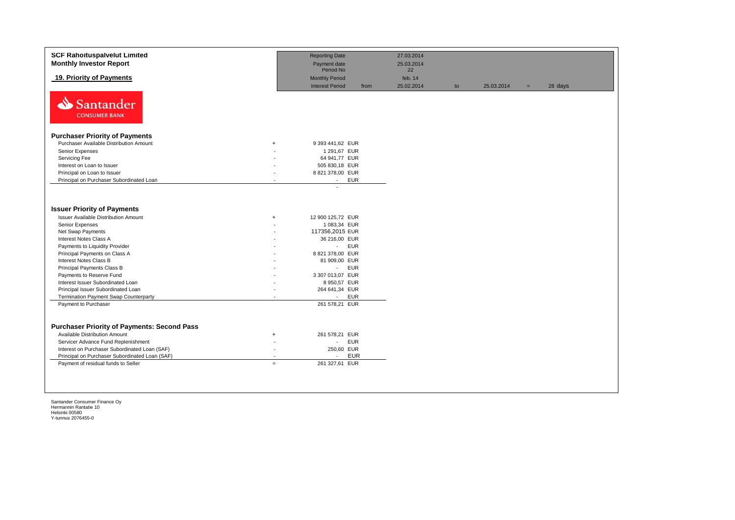**SCF Rahoituspalvelut Limited**
**Monthly Investor Report**

**19. Priority of Payments**

| | | | | | | | |
|---|---|---|---|---|---|---|---|
| Reporting Date | | 27.03.2014 | | | | | |
| Payment date | | 25.03.2014 | | | | | |
| Period No | | 22 | | | | | |
| Monthly Period | | feb. 14 | | | | | |
| Interest Period | from | 25.02.2014 | to | 25.03.2014 | = | 28 days | |

Santander CONSUMER BANK

### Purchaser Priority of Payments

| | | | |
|---|---|---|---|
| Purchaser Available Distribution Amount | + | 9 393 441,62 | EUR |
| Senior Expenses | - | 1 291,67 | EUR |
| Servicing Fee | - | 64 941,77 | EUR |
| Interest on Loan to Issuer | - | 505 830,18 | EUR |
| Principal on Loan to Issuer | - | 8 821 378,00 | EUR |
| Principal on Purchaser Subordinated Loan | - | - | EUR |
| | | - | |

### Issuer Priority of Payments

| | | | |
|---|---|---|---|
| Issuer Available Distribution Amount | + | 12 900 125,72 | EUR |
| Senior Expenses | - | 1 083,34 | EUR |
| Net Swap Payments | - | 117356,2015 | EUR |
| Interest Notes Class A | - | 36 216,00 | EUR |
| Payments to Liquidity Provider | - | - | EUR |
| Principal Payments on Class A | - | 8 821 378,00 | EUR |
| Interest Notes Class B | - | 81 909,00 | EUR |
| Principal Payments Class B | - | - | EUR |
| Payments to Reserve Fund | - | 3 307 013,07 | EUR |
| Interest Issuer Subordinated Loan | - | 8 950,57 | EUR |
| Principal Issuer Subordinated Loan | - | 264 641,34 | EUR |
| Termination Payment Swap Counterparty | - | - | EUR |
| Payment to Purchaser | | 261 578,21 | EUR |

### Purchaser Priority of Payments: Second Pass

| | | | |
|---|---|---|---|
| Available Distribution Amount | + | 261 578,21 | EUR |
| Servicer Advance Fund Replenishment | - | - | EUR |
| Interest on Purchaser Subordinated Loan (SAF) | - | 250,60 | EUR |
| Principal on Purchaser Subordinated Loan (SAF) | - | - | EUR |
| Payment of residual funds to Seller | = | 261 327,61 | EUR |

Santander Consumer Finance Oy
Hermannin Rantatie 10
Helsinki 00580
Y-tunnus 2076455-0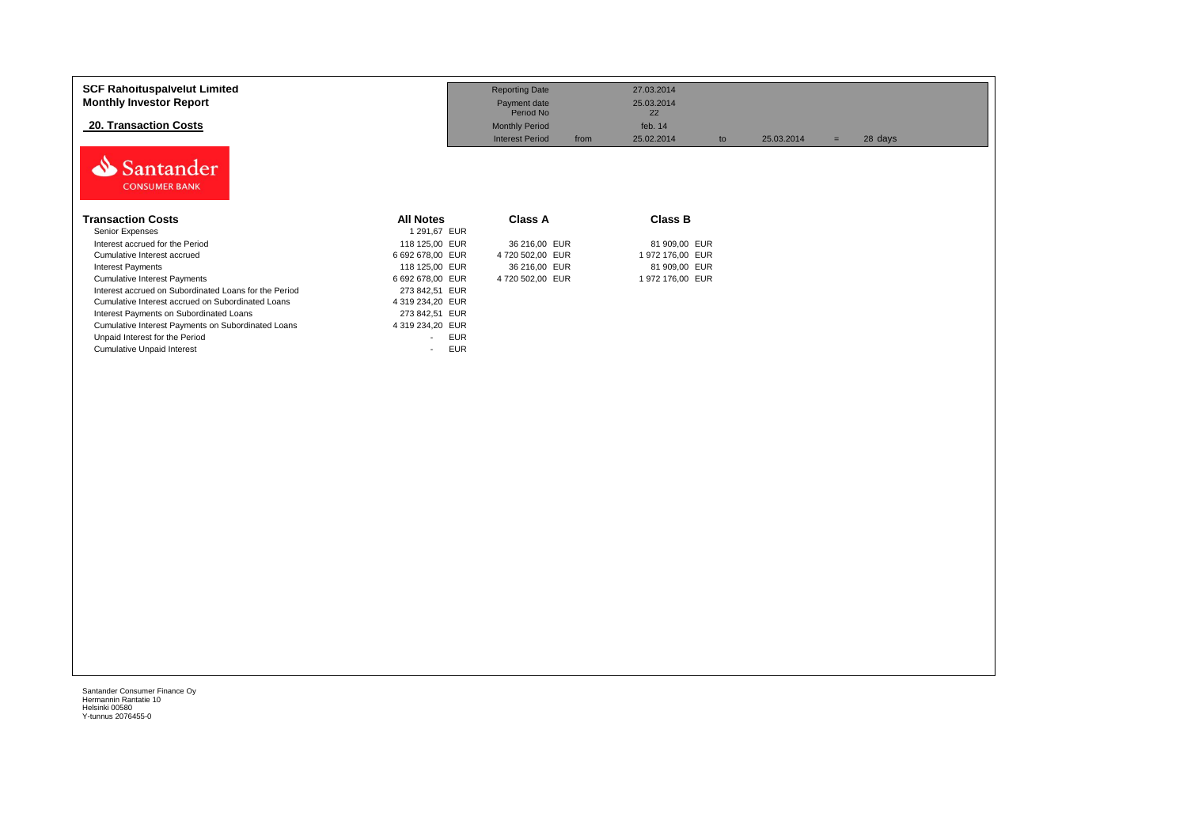**SCF Rahoituspalvelut Limited**
**Monthly Investor Report**

## 20. Transaction Costs

| | | | | | | | |
|---|---|---|---|---|---|---|---|
| Reporting Date | | 27.03.2014 | | | | | |
| Payment date | | 25.03.2014 | | | | | |
| Period No | | 22 | | | | | |
| Monthly Period | | feb. 14 | | | | | |
| Interest Period | from | 25.02.2014 | to | 25.03.2014 | = | 28 days | |

Santander
CONSUMER BANK

| Transaction Costs | All Notes | | Class A | | Class B | |
|---|---|---|---|---|---|---|
| Senior Expenses | 1 291,67 | EUR | | | | |
| Interest accrued for the Period | 118 125,00 | EUR | 36 216,00 | EUR | 81 909,00 | EUR |
| Cumulative Interest accrued | 6 692 678,00 | EUR | 4 720 502,00 | EUR | 1 972 176,00 | EUR |
| Interest Payments | 118 125,00 | EUR | 36 216,00 | EUR | 81 909,00 | EUR |
| Cumulative Interest Payments | 6 692 678,00 | EUR | 4 720 502,00 | EUR | 1 972 176,00 | EUR |
| Interest accrued on Subordinated Loans for the Period | 273 842,51 | EUR | | | | |
| Cumulative Interest accrued on Subordinated Loans | 4 319 234,20 | EUR | | | | |
| Interest Payments on Subordinated Loans | 273 842,51 | EUR | | | | |
| Cumulative Interest Payments on Subordinated Loans | 4 319 234,20 | EUR | | | | |
| Unpaid Interest for the Period | - | EUR | | | | |
| Cumulative Unpaid Interest | - | EUR | | | | |

Santander Consumer Finance Oy
Hermannin Rantatie 10
Helsinki 00580
Y-tunnus 2076455-0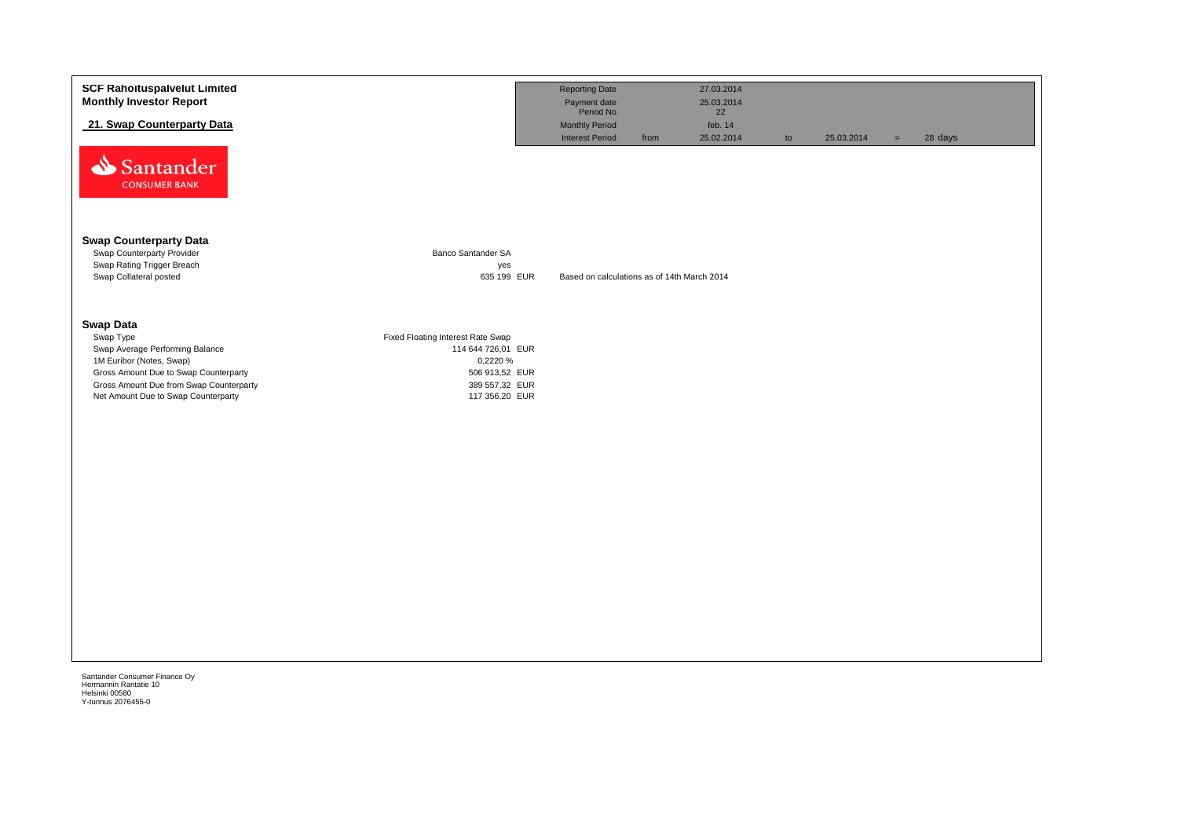**SCF Rahoituspalvelut Limited**
**Monthly Investor Report**

## 21. Swap Counterparty Data

| | | | | | | |
|---|---|---|---|---|---|---|
| Reporting Date | | 27.03.2014 | | | | |
| Payment date | | 25.03.2014 | | | | |
| Period No | | 22 | | | | |
| Monthly Period | | feb. 14 | | | | |
| Interest Period | from | 25.02.2014 | to | 25.03.2014 | = | 28 days |

### Swap Counterparty Data

| | | |
|---|---|---|
| Swap Counterparty Provider | Banco Santander SA | |
| Swap Rating Trigger Breach | yes | |
| Swap Collateral posted | 635 199 EUR | Based on calculations as of 14th March 2014 |

### Swap Data

| | |
|---|---|
| Swap Type | Fixed Floating Interest Rate Swap |
| Swap Average Performing Balance | 114 644 726,01 EUR |
| 1M Euribor (Notes, Swap) | 0,2220 % |
| Gross Amount Due to Swap Counterparty | 506 913,52 EUR |
| Gross Amount Due from Swap Counterparty | 389 557,32 EUR |
| Net Amount Due to Swap Counterparty | 117 356,20 EUR |

Santander Consumer Finance Oy
Hermannin Rantatie 10
Helsinki 00580
Y-tunnus 2076455-0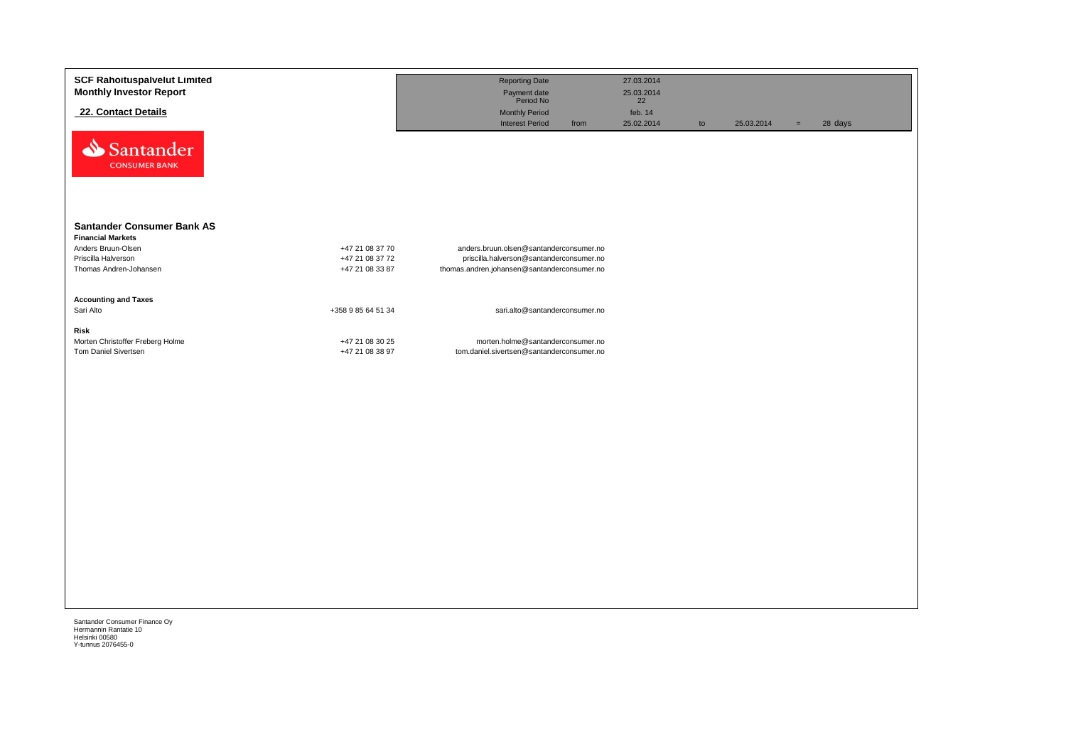**SCF Rahoituspalvelut Limited**
**Monthly Investor Report**

## 22. Contact Details

| | | | | | | |
|---|---|---|---|---|---|---|
| Reporting Date | | 27.03.2014 | | | | |
| Payment date | | 25.03.2014 | | | | |
| Period No | | 22 | | | | |
| Monthly Period | | feb. 14 | | | | |
| Interest Period | from | 25.02.2014 | to | 25.03.2014 | = | 28 days |

Santander CONSUMER BANK

### Santander Consumer Bank AS

**Financial Markets**

| | | |
|---|---|---|
| Anders Bruun-Olsen | +47 21 08 37 70 | anders.bruun.olsen@santanderconsumer.no |
| Priscilla Halverson | +47 21 08 37 72 | priscilla.halverson@santanderconsumer.no |
| Thomas Andren-Johansen | +47 21 08 33 87 | thomas.andren.johansen@santanderconsumer.no |

**Accounting and Taxes**

| | | |
|---|---|---|
| Sari Alto | +358 9 85 64 51 34 | sari.alto@santanderconsumer.no |

**Risk**

| | | |
|---|---|---|
| Morten Christoffer Freberg Holme | +47 21 08 30 25 | morten.holme@santanderconsumer.no |
| Tom Daniel Sivertsen | +47 21 08 38 97 | tom.daniel.sivertsen@santanderconsumer.no |

Santander Consumer Finance Oy
Hermannin Rantatie 10
Helsinki 00580
Y-tunnus 2076455-0